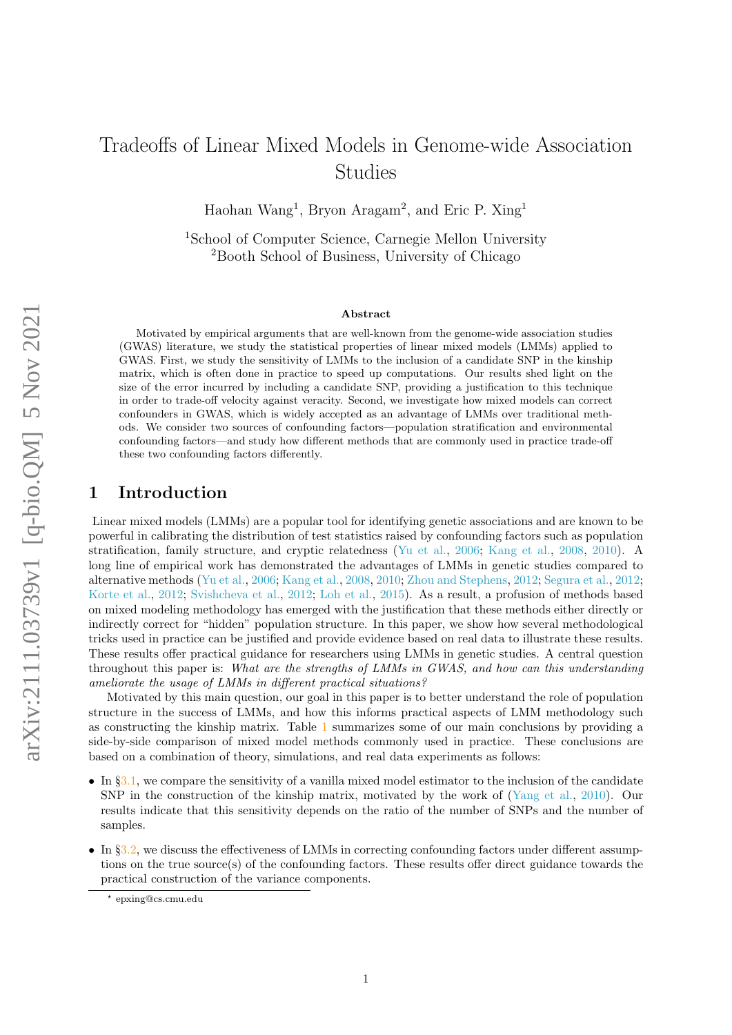# Tradeoffs of Linear Mixed Models in Genome-wide Association Studies

Haohan Wang[1], Bryon Aragam[2], and Eric P. Xing[1]

[1]School of Computer Science, Carnegie Mellon University
[2]Booth School of Business, University of Chicago

### Abstract

Motivated by empirical arguments that are well-known from the genome-wide association studies (GWAS) literature, we study the statistical properties of linear mixed models (LMMs) applied to GWAS. First, we study the sensitivity of LMMs to the inclusion of a candidate SNP in the kinship matrix, which is often done in practice to speed up computations. Our results shed light on the size of the error incurred by including a candidate SNP, providing a justification to this technique in order to trade-off velocity against veracity. Second, we investigate how mixed models can correct confounders in GWAS, which is widely accepted as an advantage of LMMs over traditional methods. We consider two sources of confounding factors—population stratification and environmental confounding factors—and study how different methods that are commonly used in practice trade-off these two confounding factors differently.

## 1 Introduction

Linear mixed models (LMMs) are a popular tool for identifying genetic associations and are known to be powerful in calibrating the distribution of test statistics raised by confounding factors such as population stratification, family structure, and cryptic relatedness (Yu et al., 2006; Kang et al., 2008, 2010). A long line of empirical work has demonstrated the advantages of LMMs in genetic studies compared to alternative methods (Yu et al., 2006; Kang et al., 2008, 2010; Zhou and Stephens, 2012; Segura et al., 2012; Korte et al., 2012; Svishcheva et al., 2012; Loh et al., 2015). As a result, a profusion of methods based on mixed modeling methodology has emerged with the justification that these methods either directly or indirectly correct for "hidden" population structure. In this paper, we show how several methodological tricks used in practice can be justified and provide evidence based on real data to illustrate these results. These results offer practical guidance for researchers using LMMs in genetic studies. A central question throughout this paper is: *What are the strengths of LMMs in GWAS, and how can this understanding ameliorate the usage of LMMs in different practical situations?*

Motivated by this main question, our goal in this paper is to better understand the role of population structure in the success of LMMs, and how this informs practical aspects of LMM methodology such as constructing the kinship matrix. Table 1 summarizes some of our main conclusions by providing a side-by-side comparison of mixed model methods commonly used in practice. These conclusions are based on a combination of theory, simulations, and real data experiments as follows:

- In §3.1, we compare the sensitivity of a vanilla mixed model estimator to the inclusion of the candidate SNP in the construction of the kinship matrix, motivated by the work of (Yang et al., 2010). Our results indicate that this sensitivity depends on the ratio of the number of SNPs and the number of samples.
- In §3.2, we discuss the effectiveness of LMMs in correcting confounding factors under different assumptions on the true source(s) of the confounding factors. These results offer direct guidance towards the practical construction of the variance components.

[*] epxing@cs.cmu.edu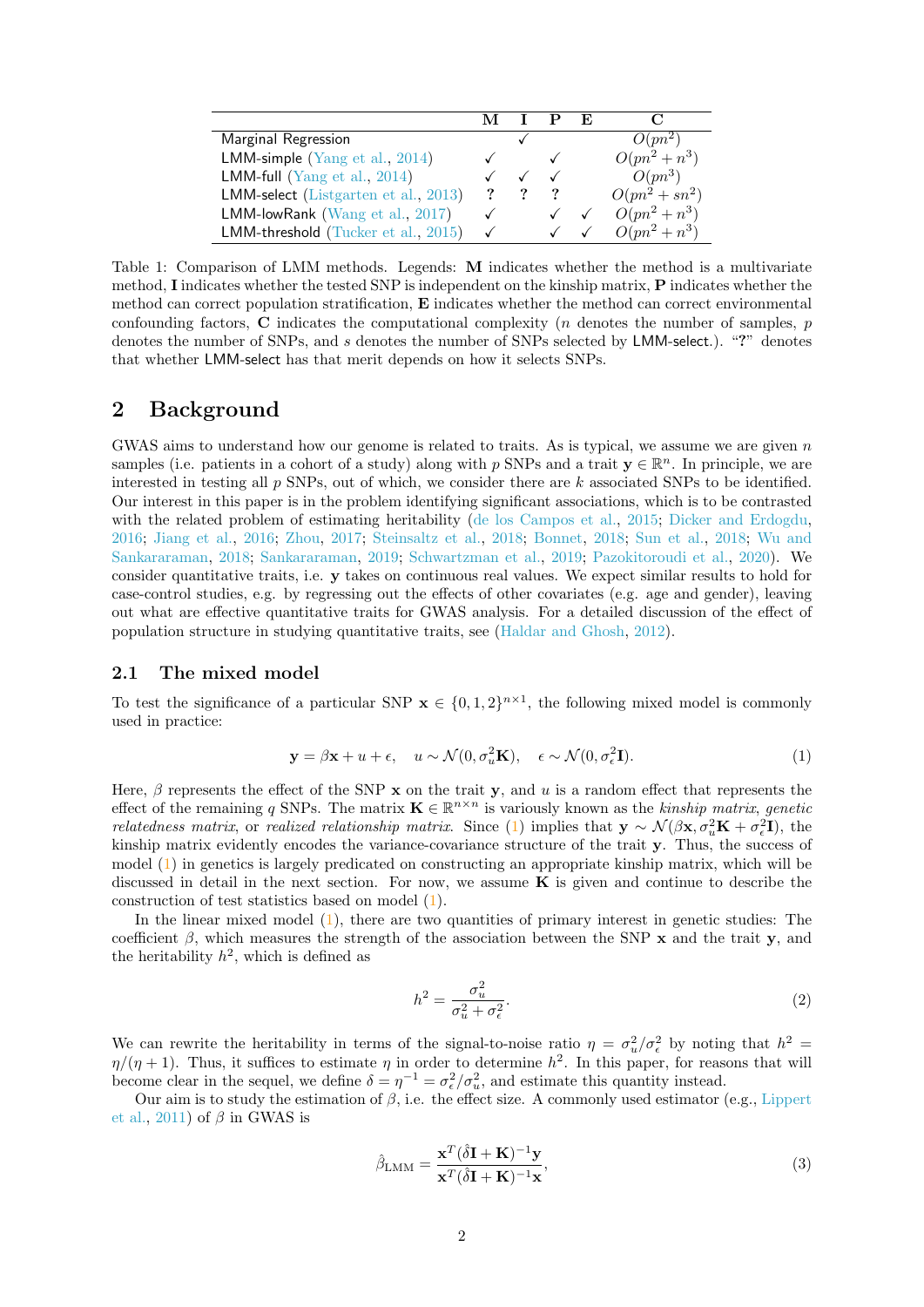| | M | I | P | E | C |
|---|---|---|---|---|---|
| Marginal Regression | | ✓ | | | $O(pn^2)$ |
| LMM-simple (Yang et al., 2014) | ✓ | | ✓ | | $O(pn^2 + n^3)$ |
| LMM-full (Yang et al., 2014) | ✓ | ✓ | ✓ | | $O(pn^3)$ |
| LMM-select (Listgarten et al., 2013) | ? | ? | ? | | $O(pn^2 + sn^2)$ |
| LMM-lowRank (Wang et al., 2017) | ✓ | | ✓ | ✓ | $O(pn^2 + n^3)$ |
| LMM-threshold (Tucker et al., 2015) | ✓ | | ✓ | ✓ | $O(pn^2 + n^3)$ |

Table 1: Comparison of LMM methods. Legends: **M** indicates whether the method is a multivariate method, **I** indicates whether the tested SNP is independent on the kinship matrix, **P** indicates whether the method can correct population stratification, **E** indicates whether the method can correct environmental confounding factors, **C** indicates the computational complexity ($n$ denotes the number of samples, $p$ denotes the number of SNPs, and $s$ denotes the number of SNPs selected by LMM-select.). "**?**" denotes that whether LMM-select has that merit depends on how it selects SNPs.

## 2 Background

GWAS aims to understand how our genome is related to traits. As is typical, we assume we are given $n$ samples (i.e. patients in a cohort of a study) along with $p$ SNPs and a trait $\mathbf{y} \in \mathbb{R}^n$. In principle, we are interested in testing all $p$ SNPs, out of which, we consider there are $k$ associated SNPs to be identified. Our interest in this paper is in the problem identifying significant associations, which is to be contrasted with the related problem of estimating heritability (de los Campos et al., 2015; Dicker and Erdogdu, 2016; Jiang et al., 2016; Zhou, 2017; Steinsaltz et al., 2018; Bonnet, 2018; Sun et al., 2018; Wu and Sankararaman, 2018; Sankararaman, 2019; Schwartzman et al., 2019; Pazokitoroudi et al., 2020). We consider quantitative traits, i.e. $\mathbf{y}$ takes on continuous real values. We expect similar results to hold for case-control studies, e.g. by regressing out the effects of other covariates (e.g. age and gender), leaving out what are effective quantitative traits for GWAS analysis. For a detailed discussion of the effect of population structure in studying quantitative traits, see (Haldar and Ghosh, 2012).

### 2.1 The mixed model

To test the significance of a particular SNP $\mathbf{x} \in \{0, 1, 2\}^{n\times 1}$, the following mixed model is commonly used in practice:

$$\mathbf{y} = \beta\mathbf{x} + u + \epsilon, \quad u \sim \mathcal{N}(0, \sigma_u^2\mathbf{K}), \quad \epsilon \sim \mathcal{N}(0, \sigma_\epsilon^2\mathbf{I}). \tag{1}$$

Here, $\beta$ represents the effect of the SNP $\mathbf{x}$ on the trait $\mathbf{y}$, and $u$ is a random effect that represents the effect of the remaining $q$ SNPs. The matrix $\mathbf{K} \in \mathbb{R}^{n\times n}$ is variously known as the *kinship matrix*, *genetic relatedness matrix*, or *realized relationship matrix*. Since (1) implies that $\mathbf{y} \sim \mathcal{N}(\beta\mathbf{x}, \sigma_u^2\mathbf{K} + \sigma_\epsilon^2\mathbf{I})$, the kinship matrix evidently encodes the variance-covariance structure of the trait $\mathbf{y}$. Thus, the success of model (1) in genetics is largely predicated on constructing an appropriate kinship matrix, which will be discussed in detail in the next section. For now, we assume $\mathbf{K}$ is given and continue to describe the construction of test statistics based on model (1).

In the linear mixed model (1), there are two quantities of primary interest in genetic studies: The coefficient $\beta$, which measures the strength of the association between the SNP $\mathbf{x}$ and the trait $\mathbf{y}$, and the heritability $h^2$, which is defined as

$$h^2 = \frac{\sigma_u^2}{\sigma_u^2 + \sigma_\epsilon^2}. \tag{2}$$

We can rewrite the heritability in terms of the signal-to-noise ratio $\eta = \sigma_u^2/\sigma_\epsilon^2$ by noting that $h^2 = \eta/(\eta + 1)$. Thus, it suffices to estimate $\eta$ in order to determine $h^2$. In this paper, for reasons that will become clear in the sequel, we define $\delta = \eta^{-1} = \sigma_\epsilon^2/\sigma_u^2$, and estimate this quantity instead.

Our aim is to study the estimation of $\beta$, i.e. the effect size. A commonly used estimator (e.g., Lippert et al., 2011) of $\beta$ in GWAS is

$$\hat{\beta}_{\text{LMM}} = \frac{\mathbf{x}^T(\hat{\delta}\mathbf{I} + \mathbf{K})^{-1}\mathbf{y}}{\mathbf{x}^T(\hat{\delta}\mathbf{I} + \mathbf{K})^{-1}\mathbf{x}}, \tag{3}$$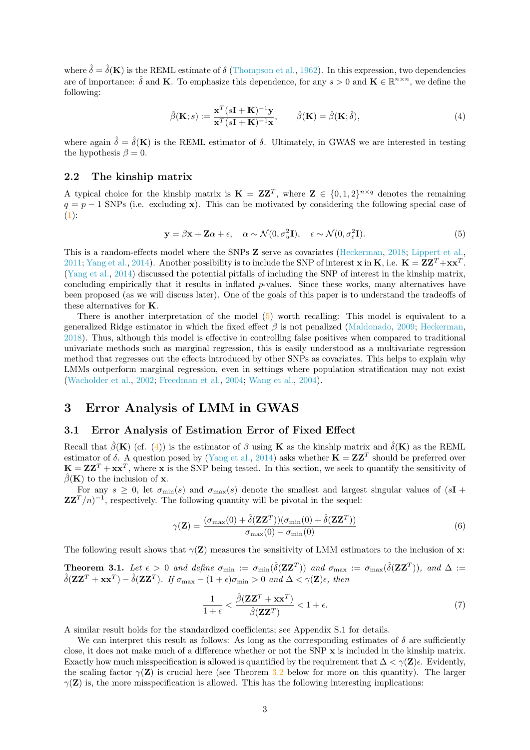where $\hat{\delta} = \hat{\delta}(\mathbf{K})$ is the REML estimate of $\delta$ (Thompson et al., 1962). In this expression, two dependencies are of importance: $\hat{\delta}$ and $\mathbf{K}$. To emphasize this dependence, for any $s > 0$ and $\mathbf{K} \in \mathbb{R}^{n \times n}$, we define the following:

$$\hat{\beta}(\mathbf{K}; s) := \frac{\mathbf{x}^T(s\mathbf{I} + \mathbf{K})^{-1}\mathbf{y}}{\mathbf{x}^T(s\mathbf{I} + \mathbf{K})^{-1}\mathbf{x}}, \qquad \hat{\beta}(\mathbf{K}) = \hat{\beta}(\mathbf{K}; \hat{\delta}), \tag{4}$$

where again $\hat{\delta} = \hat{\delta}(\mathbf{K})$ is the REML estimator of $\delta$. Ultimately, in GWAS we are interested in testing the hypothesis $\beta = 0$.

### 2.2 The kinship matrix

A typical choice for the kinship matrix is $\mathbf{K} = \mathbf{Z}\mathbf{Z}^T$, where $\mathbf{Z} \in \{0, 1, 2\}^{n \times q}$ denotes the remaining $q = p - 1$ SNPs (i.e. excluding $\mathbf{x}$). This can be motivated by considering the following special case of (1):

$$\mathbf{y} = \beta\mathbf{x} + \mathbf{Z}\alpha + \epsilon, \quad \alpha \sim \mathcal{N}(0, \sigma_u^2\mathbf{I}), \quad \epsilon \sim \mathcal{N}(0, \sigma_\epsilon^2\mathbf{I}). \tag{5}$$

This is a random-effects model where the SNPs $\mathbf{Z}$ serve as covariates (Heckerman, 2018; Lippert et al., 2011; Yang et al., 2014). Another possibility is to include the SNP of interest $\mathbf{x}$ in $\mathbf{K}$, i.e. $\mathbf{K} = \mathbf{Z}\mathbf{Z}^T + \mathbf{x}\mathbf{x}^T$. (Yang et al., 2014) discussed the potential pitfalls of including the SNP of interest in the kinship matrix, concluding empirically that it results in inflated $p$-values. Since these works, many alternatives have been proposed (as we will discuss later). One of the goals of this paper is to understand the tradeoffs of these alternatives for $\mathbf{K}$.

There is another interpretation of the model (5) worth recalling: This model is equivalent to a generalized Ridge estimator in which the fixed effect $\beta$ is not penalized (Maldonado, 2009; Heckerman, 2018). Thus, although this model is effective in controlling false positives when compared to traditional univariate methods such as marginal regression, this is easily understood as a multivariate regression method that regresses out the effects introduced by other SNPs as covariates. This helps to explain why LMMs outperform marginal regression, even in settings where population stratification may not exist (Wacholder et al., 2002; Freedman et al., 2004; Wang et al., 2004).

## 3 Error Analysis of LMM in GWAS

### 3.1 Error Analysis of Estimation Error of Fixed Effect

Recall that $\hat{\beta}(\mathbf{K})$ (cf. (4)) is the estimator of $\beta$ using $\mathbf{K}$ as the kinship matrix and $\hat{\delta}(\mathbf{K})$ as the REML estimator of $\delta$. A question posed by (Yang et al., 2014) asks whether $\mathbf{K} = \mathbf{Z}\mathbf{Z}^T$ should be preferred over $\mathbf{K} = \mathbf{Z}\mathbf{Z}^T + \mathbf{x}\mathbf{x}^T$, where $\mathbf{x}$ is the SNP being tested. In this section, we seek to quantify the sensitivity of $\hat{\beta}(\mathbf{K})$ to the inclusion of $\mathbf{x}$.

For any $s \geq 0$, let $\sigma_{\min}(s)$ and $\sigma_{\max}(s)$ denote the smallest and largest singular values of $(s\mathbf{I} + \mathbf{Z}\mathbf{Z}^T/n)^{-1}$, respectively. The following quantity will be pivotal in the sequel:

$$\gamma(\mathbf{Z}) = \frac{(\sigma_{\max}(0) + \hat{\delta}(\mathbf{Z}\mathbf{Z}^T))(\sigma_{\min}(0) + \hat{\delta}(\mathbf{Z}\mathbf{Z}^T))}{\sigma_{\max}(0) - \sigma_{\min}(0)} \tag{6}$$

The following result shows that $\gamma(\mathbf{Z})$ measures the sensitivity of LMM estimators to the inclusion of $\mathbf{x}$:

**Theorem 3.1.** *Let $\epsilon > 0$ and define $\sigma_{\min} := \sigma_{\min}(\hat{\delta}(\mathbf{Z}\mathbf{Z}^T))$ and $\sigma_{\max} := \sigma_{\max}(\hat{\delta}(\mathbf{Z}\mathbf{Z}^T))$, and $\Delta := \hat{\delta}(\mathbf{Z}\mathbf{Z}^T + \mathbf{x}\mathbf{x}^T) - \hat{\delta}(\mathbf{Z}\mathbf{Z}^T)$. If $\sigma_{\max} - (1+\epsilon)\sigma_{\min} > 0$ and $\Delta < \gamma(\mathbf{Z})\epsilon$, then*

$$\frac{1}{1+\epsilon} < \frac{\hat{\beta}(\mathbf{Z}\mathbf{Z}^T + \mathbf{x}\mathbf{x}^T)}{\hat{\beta}(\mathbf{Z}\mathbf{Z}^T)} < 1 + \epsilon. \tag{7}$$

A similar result holds for the standardized coefficients; see Appendix S.1 for details.

We can interpret this result as follows: As long as the corresponding estimates of $\delta$ are sufficiently close, it does not make much of a difference whether or not the SNP $\mathbf{x}$ is included in the kinship matrix. Exactly how much misspecification is allowed is quantified by the requirement that $\Delta < \gamma(\mathbf{Z})\epsilon$. Evidently, the scaling factor $\gamma(\mathbf{Z})$ is crucial here (see Theorem 3.2 below for more on this quantity). The larger $\gamma(\mathbf{Z})$ is, the more misspecification is allowed. This has the following interesting implications: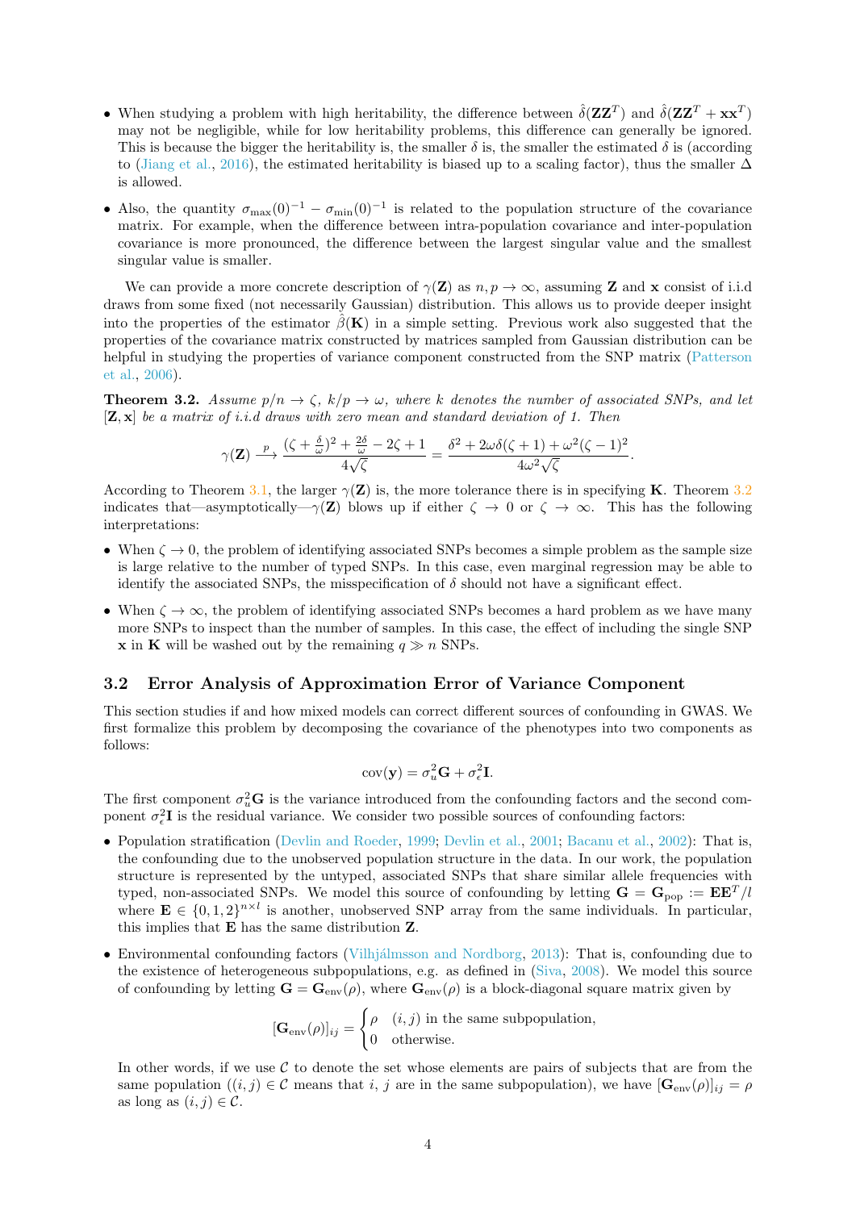- When studying a problem with high heritability, the difference between $\hat{\delta}(\mathbf{Z}\mathbf{Z}^T)$ and $\hat{\delta}(\mathbf{Z}\mathbf{Z}^T + \mathbf{x}\mathbf{x}^T)$ may not be negligible, while for low heritability problems, this difference can generally be ignored. This is because the bigger the heritability is, the smaller $\delta$ is, the smaller the estimated $\delta$ is (according to (Jiang et al., 2016), the estimated heritability is biased up to a scaling factor), thus the smaller $\Delta$ is allowed.
- Also, the quantity $\sigma_{\max}(0)^{-1} - \sigma_{\min}(0)^{-1}$ is related to the population structure of the covariance matrix. For example, when the difference between intra-population covariance and inter-population covariance is more pronounced, the difference between the largest singular value and the smallest singular value is smaller.

We can provide a more concrete description of $\gamma(\mathbf{Z})$ as $n, p \to \infty$, assuming $\mathbf{Z}$ and $\mathbf{x}$ consist of i.i.d draws from some fixed (not necessarily Gaussian) distribution. This allows us to provide deeper insight into the properties of the estimator $\hat{\beta}(\mathbf{K})$ in a simple setting. Previous work also suggested that the properties of the covariance matrix constructed by matrices sampled from Gaussian distribution can be helpful in studying the properties of variance component constructed from the SNP matrix (Patterson et al., 2006).

**Theorem 3.2.** *Assume $p/n \to \zeta$, $k/p \to \omega$, where $k$ denotes the number of associated SNPs, and let $[\mathbf{Z}, \mathbf{x}]$ be a matrix of i.i.d draws with zero mean and standard deviation of 1. Then*

$$\gamma(\mathbf{Z}) \xrightarrow{p} \frac{(\zeta + \frac{\delta}{\omega})^2 + \frac{2\delta}{\omega} - 2\zeta + 1}{4\sqrt{\zeta}} = \frac{\delta^2 + 2\omega\delta(\zeta+1) + \omega^2(\zeta-1)^2}{4\omega^2\sqrt{\zeta}}.$$

According to Theorem 3.1, the larger $\gamma(\mathbf{Z})$ is, the more tolerance there is in specifying $\mathbf{K}$. Theorem 3.2 indicates that—asymptotically—$\gamma(\mathbf{Z})$ blows up if either $\zeta \to 0$ or $\zeta \to \infty$. This has the following interpretations:

- When $\zeta \to 0$, the problem of identifying associated SNPs becomes a simple problem as the sample size is large relative to the number of typed SNPs. In this case, even marginal regression may be able to identify the associated SNPs, the misspecification of $\delta$ should not have a significant effect.
- When $\zeta \to \infty$, the problem of identifying associated SNPs becomes a hard problem as we have many more SNPs to inspect than the number of samples. In this case, the effect of including the single SNP $\mathbf{x}$ in $\mathbf{K}$ will be washed out by the remaining $q \gg n$ SNPs.

## 3.2 Error Analysis of Approximation Error of Variance Component

This section studies if and how mixed models can correct different sources of confounding in GWAS. We first formalize this problem by decomposing the covariance of the phenotypes into two components as follows:

$$\mathrm{cov}(\mathbf{y}) = \sigma_u^2 \mathbf{G} + \sigma_\epsilon^2 \mathbf{I}.$$

The first component $\sigma_u^2 \mathbf{G}$ is the variance introduced from the confounding factors and the second component $\sigma_\epsilon^2 \mathbf{I}$ is the residual variance. We consider two possible sources of confounding factors:

- Population stratification (Devlin and Roeder, 1999; Devlin et al., 2001; Bacanu et al., 2002): That is, the confounding due to the unobserved population structure in the data. In our work, the population structure is represented by the untyped, associated SNPs that share similar allele frequencies with typed, non-associated SNPs. We model this source of confounding by letting $\mathbf{G} = \mathbf{G}_{\text{pop}} := \mathbf{E}\mathbf{E}^T/l$ where $\mathbf{E} \in \{0, 1, 2\}^{n \times l}$ is another, unobserved SNP array from the same individuals. In particular, this implies that $\mathbf{E}$ has the same distribution $\mathbf{Z}$.
- Environmental confounding factors (Vilhjálmsson and Nordborg, 2013): That is, confounding due to the existence of heterogeneous subpopulations, e.g. as defined in (Siva, 2008). We model this source of confounding by letting $\mathbf{G} = \mathbf{G}_{\text{env}}(\rho)$, where $\mathbf{G}_{\text{env}}(\rho)$ is a block-diagonal square matrix given by

$$[\mathbf{G}_{\text{env}}(\rho)]_{ij} = \begin{cases} \rho & (i,j) \text{ in the same subpopulation,} \\ 0 & \text{otherwise.} \end{cases}$$

In other words, if we use $\mathcal{C}$ to denote the set whose elements are pairs of subjects that are from the same population ($(i, j) \in \mathcal{C}$ means that $i$, $j$ are in the same subpopulation), we have $[\mathbf{G}_{\text{env}}(\rho)]_{ij} = \rho$ as long as $(i, j) \in \mathcal{C}$.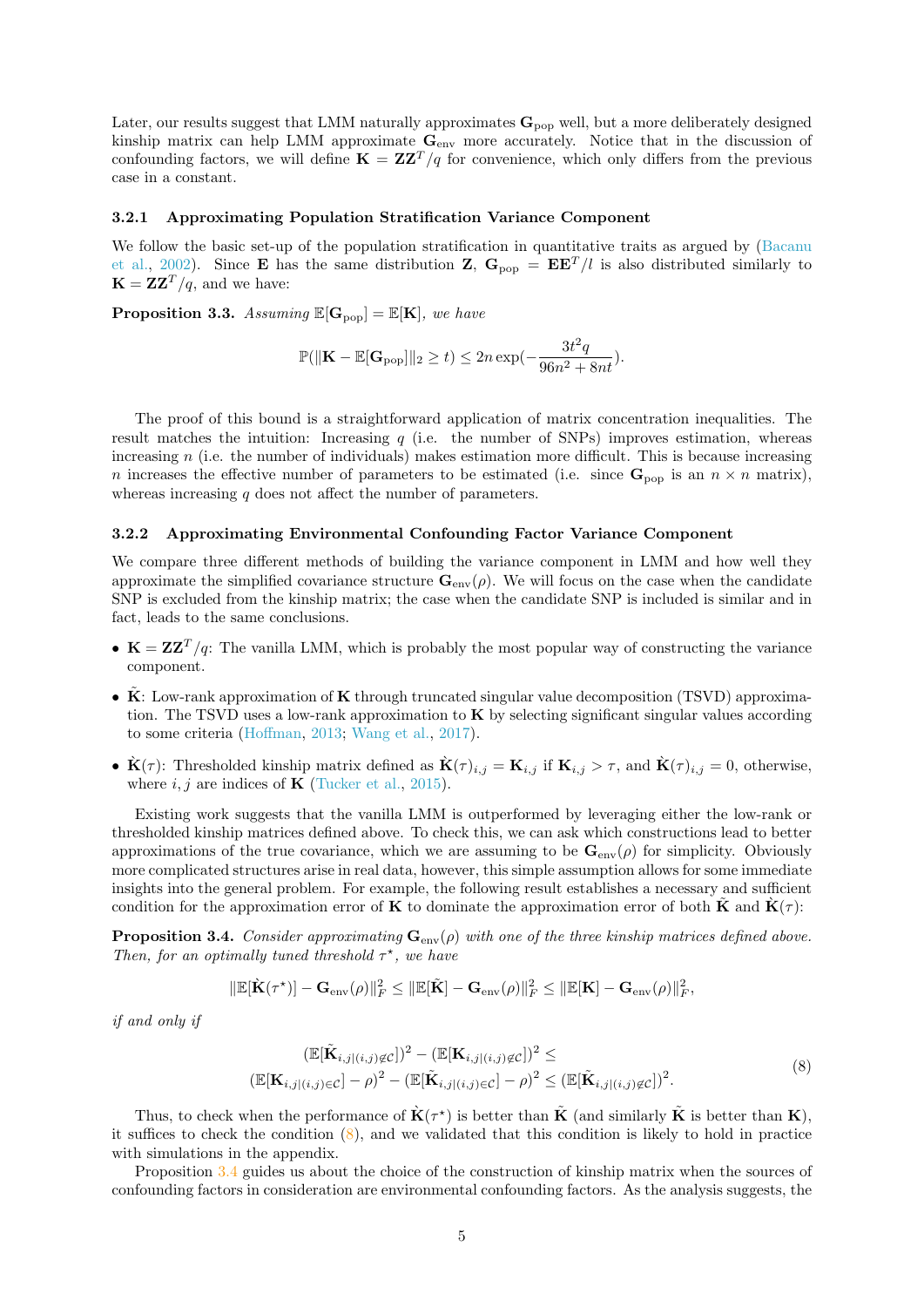Later, our results suggest that LMM naturally approximates $\mathbf{G}_{\text{pop}}$ well, but a more deliberately designed kinship matrix can help LMM approximate $\mathbf{G}_{\text{env}}$ more accurately. Notice that in the discussion of confounding factors, we will define $\mathbf{K} = \mathbf{Z}\mathbf{Z}^T/q$ for convenience, which only differs from the previous case in a constant.

### 3.2.1 Approximating Population Stratification Variance Component

We follow the basic set-up of the population stratification in quantitative traits as argued by (Bacanu et al., 2002). Since $\mathbf{E}$ has the same distribution $\mathbf{Z}$, $\mathbf{G}_{\text{pop}} = \mathbf{E}\mathbf{E}^T/l$ is also distributed similarly to $\mathbf{K} = \mathbf{Z}\mathbf{Z}^T/q$, and we have:

**Proposition 3.3.** *Assuming* $\mathbb{E}[\mathbf{G}_{\text{pop}}] = \mathbb{E}[\mathbf{K}]$*, we have*

$$\mathbb{P}(\|\mathbf{K} - \mathbb{E}[\mathbf{G}_{\text{pop}}]\|_2 \geq t) \leq 2n \exp(-\frac{3t^2 q}{96n^2 + 8nt}).$$

The proof of this bound is a straightforward application of matrix concentration inequalities. The result matches the intuition: Increasing $q$ (i.e. the number of SNPs) improves estimation, whereas increasing $n$ (i.e. the number of individuals) makes estimation more difficult. This is because increasing $n$ increases the effective number of parameters to be estimated (i.e. since $\mathbf{G}_{\text{pop}}$ is an $n \times n$ matrix), whereas increasing $q$ does not affect the number of parameters.

### 3.2.2 Approximating Environmental Confounding Factor Variance Component

We compare three different methods of building the variance component in LMM and how well they approximate the simplified covariance structure $\mathbf{G}_{\text{env}}(\rho)$. We will focus on the case when the candidate SNP is excluded from the kinship matrix; the case when the candidate SNP is included is similar and in fact, leads to the same conclusions.

- $\mathbf{K} = \mathbf{Z}\mathbf{Z}^T/q$: The vanilla LMM, which is probably the most popular way of constructing the variance component.
- $\tilde{\mathbf{K}}$: Low-rank approximation of $\mathbf{K}$ through truncated singular value decomposition (TSVD) approximation. The TSVD uses a low-rank approximation to $\mathbf{K}$ by selecting significant singular values according to some criteria (Hoffman, 2013; Wang et al., 2017).
- $\grave{\mathbf{K}}(\tau)$: Thresholded kinship matrix defined as $\grave{\mathbf{K}}(\tau)_{i,j} = \mathbf{K}_{i,j}$ if $\mathbf{K}_{i,j} > \tau$, and $\grave{\mathbf{K}}(\tau)_{i,j} = 0$, otherwise, where $i, j$ are indices of $\mathbf{K}$ (Tucker et al., 2015).

Existing work suggests that the vanilla LMM is outperformed by leveraging either the low-rank or thresholded kinship matrices defined above. To check this, we can ask which constructions lead to better approximations of the true covariance, which we are assuming to be $\mathbf{G}_{\text{env}}(\rho)$ for simplicity. Obviously more complicated structures arise in real data, however, this simple assumption allows for some immediate insights into the general problem. For example, the following result establishes a necessary and sufficient condition for the approximation error of $\mathbf{K}$ to dominate the approximation error of both $\tilde{\mathbf{K}}$ and $\grave{\mathbf{K}}(\tau)$:

**Proposition 3.4.** *Consider approximating* $\mathbf{G}_{\text{env}}(\rho)$ *with one of the three kinship matrices defined above. Then, for an optimally tuned threshold* $\tau^\star$*, we have*

$$\|\mathbb{E}[\grave{\mathbf{K}}(\tau^\star)] - \mathbf{G}_{\text{env}}(\rho)\|_F^2 \leq \|\mathbb{E}[\tilde{\mathbf{K}}] - \mathbf{G}_{\text{env}}(\rho)\|_F^2 \leq \|\mathbb{E}[\mathbf{K}] - \mathbf{G}_{\text{env}}(\rho)\|_F^2,$$

*if and only if*

$$\begin{aligned} &(\mathbb{E}[\tilde{\mathbf{K}}_{i,j|(i,j)\notin\mathcal{C}}])^2 - (\mathbb{E}[\mathbf{K}_{i,j|(i,j)\notin\mathcal{C}}])^2 \leq \\ &(\mathbb{E}[\mathbf{K}_{i,j|(i,j)\in\mathcal{C}}] - \rho)^2 - (\mathbb{E}[\tilde{\mathbf{K}}_{i,j|(i,j)\in\mathcal{C}}] - \rho)^2 \leq (\mathbb{E}[\tilde{\mathbf{K}}_{i,j|(i,j)\notin\mathcal{C}}])^2. \end{aligned} \tag{8}$$

Thus, to check when the performance of $\grave{\mathbf{K}}(\tau^\star)$ is better than $\tilde{\mathbf{K}}$ (and similarly $\tilde{\mathbf{K}}$ is better than $\mathbf{K}$), it suffices to check the condition (8), and we validated that this condition is likely to hold in practice with simulations in the appendix.

Proposition 3.4 guides us about the choice of the construction of kinship matrix when the sources of confounding factors in consideration are environmental confounding factors. As the analysis suggests, the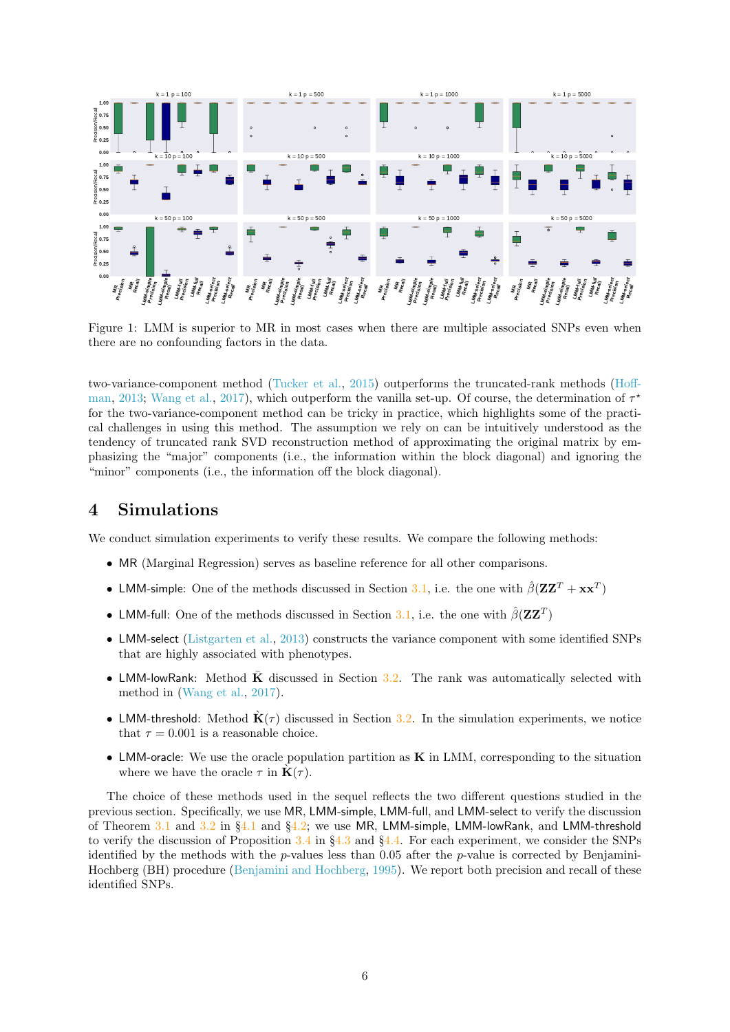Figure 1: LMM is superior to MR in most cases when there are multiple associated SNPs even when there are no confounding factors in the data.

two-variance-component method (Tucker et al., 2015) outperforms the truncated-rank methods (Hoffman, 2013; Wang et al., 2017), which outperform the vanilla set-up. Of course, the determination of $\tau^\star$ for the two-variance-component method can be tricky in practice, which highlights some of the practical challenges in using this method. The assumption we rely on can be intuitively understood as the tendency of truncated rank SVD reconstruction method of approximating the original matrix by emphasizing the "major" components (i.e., the information within the block diagonal) and ignoring the "minor" components (i.e., the information off the block diagonal).

## 4 Simulations

We conduct simulation experiments to verify these results. We compare the following methods:

- MR (Marginal Regression) serves as baseline reference for all other comparisons.
- LMM-simple: One of the methods discussed in Section 3.1, i.e. the one with $\hat{\beta}(\mathbf{Z}\mathbf{Z}^T + \mathbf{x}\mathbf{x}^T)$
- LMM-full: One of the methods discussed in Section 3.1, i.e. the one with $\hat{\beta}(\mathbf{Z}\mathbf{Z}^T)$
- LMM-select (Listgarten et al., 2013) constructs the variance component with some identified SNPs that are highly associated with phenotypes.
- LMM-lowRank: Method $\bar{\mathbf{K}}$ discussed in Section 3.2. The rank was automatically selected with method in (Wang et al., 2017).
- LMM-threshold: Method $\grave{\mathbf{K}}(\tau)$ discussed in Section 3.2. In the simulation experiments, we notice that $\tau = 0.001$ is a reasonable choice.
- LMM-oracle: We use the oracle population partition as $\mathbf{K}$ in LMM, corresponding to the situation where we have the oracle $\tau$ in $\grave{\mathbf{K}}(\tau)$.

The choice of these methods used in the sequel reflects the two different questions studied in the previous section. Specifically, we use MR, LMM-simple, LMM-full, and LMM-select to verify the discussion of Theorem 3.1 and 3.2 in §4.1 and §4.2; we use MR, LMM-simple, LMM-lowRank, and LMM-threshold to verify the discussion of Proposition 3.4 in §4.3 and §4.4. For each experiment, we consider the SNPs identified by the methods with the $p$-values less than 0.05 after the $p$-value is corrected by Benjamini-Hochberg (BH) procedure (Benjamini and Hochberg, 1995). We report both precision and recall of these identified SNPs.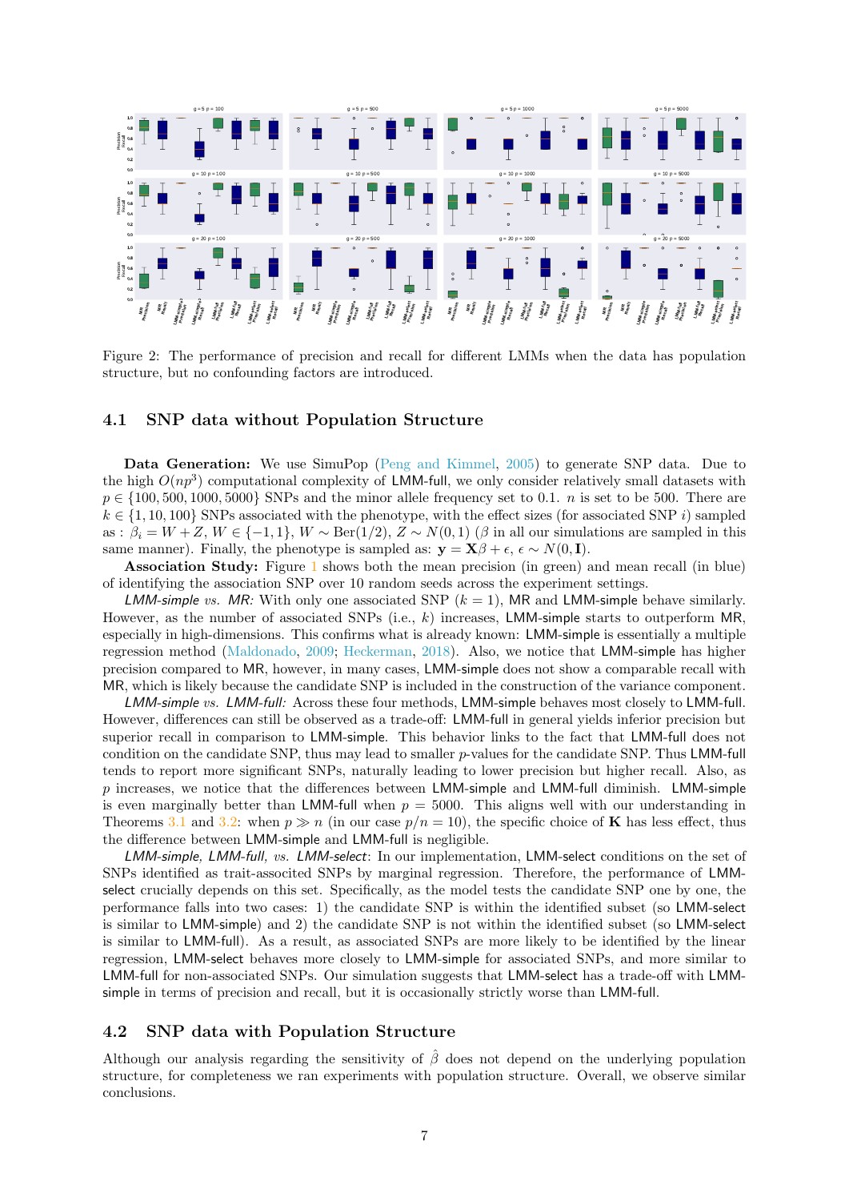Figure 2: The performance of precision and recall for different LMMs when the data has population structure, but no confounding factors are introduced.

## 4.1 SNP data without Population Structure

**Data Generation:** We use SimuPop (Peng and Kimmel, 2005) to generate SNP data. Due to the high $O(np^3)$ computational complexity of LMM-full, we only consider relatively small datasets with $p \in \{100, 500, 1000, 5000\}$ SNPs and the minor allele frequency set to 0.1. $n$ is set to be 500. There are $k \in \{1, 10, 100\}$ SNPs associated with the phenotype, with the effect sizes (for associated SNP $i$) sampled as : $\beta_i = W + Z$, $W \in \{-1, 1\}$, $W \sim \text{Ber}(1/2)$, $Z \sim N(0, 1)$ ($\beta$ in all our simulations are sampled in this same manner). Finally, the phenotype is sampled as: $\mathbf{y} = \mathbf{X}\beta + \epsilon$, $\epsilon \sim N(0, \mathbf{I})$.

**Association Study:** Figure 1 shows both the mean precision (in green) and mean recall (in blue) of identifying the association SNP over 10 random seeds across the experiment settings.

*LMM-simple vs. MR:* With only one associated SNP ($k = 1$), MR and LMM-simple behave similarly. However, as the number of associated SNPs (i.e., $k$) increases, LMM-simple starts to outperform MR, especially in high-dimensions. This confirms what is already known: LMM-simple is essentially a multiple regression method (Maldonado, 2009; Heckerman, 2018). Also, we notice that LMM-simple has higher precision compared to MR, however, in many cases, LMM-simple does not show a comparable recall with MR, which is likely because the candidate SNP is included in the construction of the variance component.

*LMM-simple vs. LMM-full:* Across these four methods, LMM-simple behaves most closely to LMM-full. However, differences can still be observed as a trade-off: LMM-full in general yields inferior precision but superior recall in comparison to LMM-simple. This behavior links to the fact that LMM-full does not condition on the candidate SNP, thus may lead to smaller $p$-values for the candidate SNP. Thus LMM-full tends to report more significant SNPs, naturally leading to lower precision but higher recall. Also, as $p$ increases, we notice that the differences between LMM-simple and LMM-full diminish. LMM-simple is even marginally better than LMM-full when $p = 5000$. This aligns well with our understanding in Theorems 3.1 and 3.2: when $p \gg n$ (in our case $p/n = 10$), the specific choice of $\mathbf{K}$ has less effect, thus the difference between LMM-simple and LMM-full is negligible.

*LMM-simple, LMM-full, vs. LMM-select:* In our implementation, LMM-select conditions on the set of SNPs identified as trait-associted SNPs by marginal regression. Therefore, the performance of LMM-select crucially depends on this set. Specifically, as the model tests the candidate SNP one by one, the performance falls into two cases: 1) the candidate SNP is within the identified subset (so LMM-select is similar to LMM-simple) and 2) the candidate SNP is not within the identified subset (so LMM-select is similar to LMM-full). As associated SNPs are more likely to be identified by the linear regression, LMM-select behaves more closely to LMM-simple for associated SNPs, and more similar to LMM-full for non-associated SNPs. Our simulation suggests that LMM-select has a trade-off with LMM-simple in terms of precision and recall, but it is occasionally strictly worse than LMM-full.

## 4.2 SNP data with Population Structure

Although our analysis regarding the sensitivity of $\hat{\beta}$ does not depend on the underlying population structure, for completeness we ran experiments with population structure. Overall, we observe similar conclusions.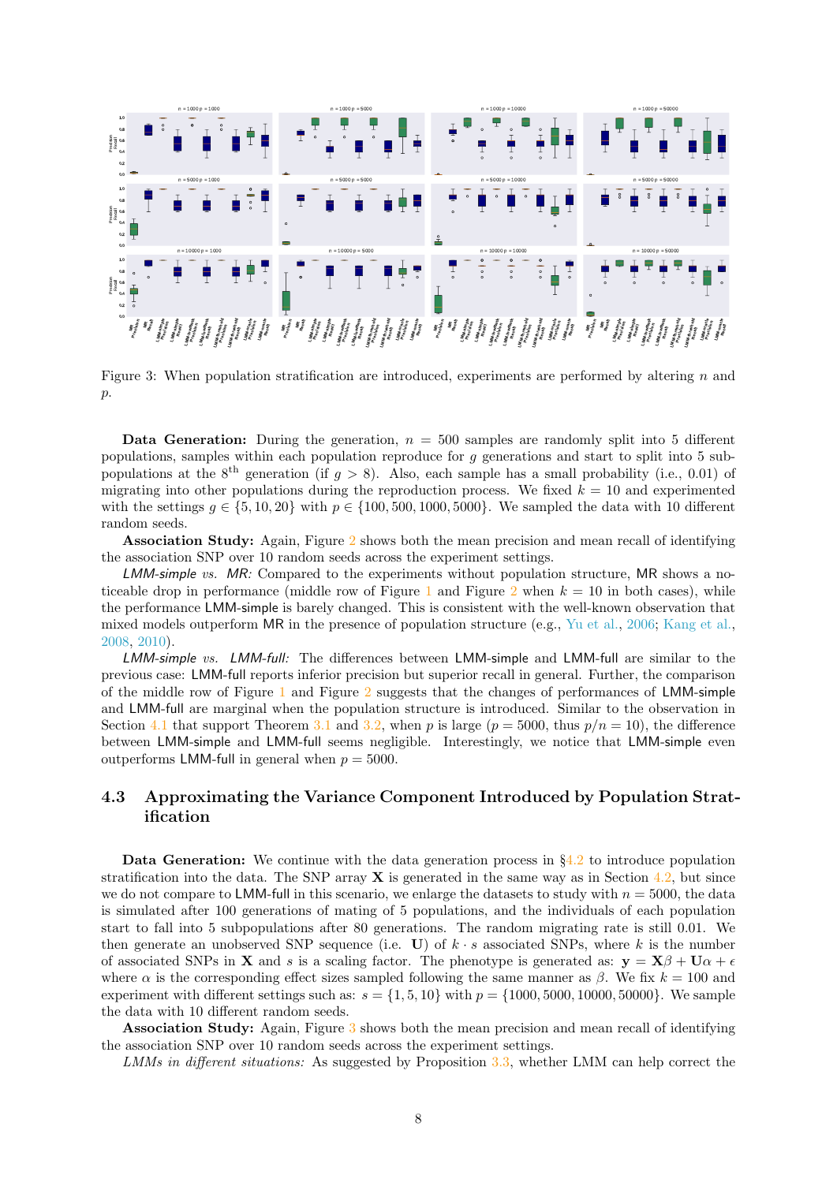Figure 3: When population stratification are introduced, experiments are performed by altering $n$ and $p$.

**Data Generation:** During the generation, $n = 500$ samples are randomly split into 5 different populations, samples within each population reproduce for $g$ generations and start to split into 5 subpopulations at the 8[th] generation (if $g > 8$). Also, each sample has a small probability (i.e., 0.01) of migrating into other populations during the reproduction process. We fixed $k = 10$ and experimented with the settings $g \in \{5, 10, 20\}$ with $p \in \{100, 500, 1000, 5000\}$. We sampled the data with 10 different random seeds.

**Association Study:** Again, Figure 2 shows both the mean precision and mean recall of identifying the association SNP over 10 random seeds across the experiment settings.

*LMM-simple vs. MR:* Compared to the experiments without population structure, MR shows a noticeable drop in performance (middle row of Figure 1 and Figure 2 when $k = 10$ in both cases), while the performance LMM-simple is barely changed. This is consistent with the well-known observation that mixed models outperform MR in the presence of population structure (e.g., Yu et al., 2006; Kang et al., 2008, 2010).

*LMM-simple vs. LMM-full:* The differences between LMM-simple and LMM-full are similar to the previous case: LMM-full reports inferior precision but superior recall in general. Further, the comparison of the middle row of Figure 1 and Figure 2 suggests that the changes of performances of LMM-simple and LMM-full are marginal when the population structure is introduced. Similar to the observation in Section 4.1 that support Theorem 3.1 and 3.2, when $p$ is large ($p = 5000$, thus $p/n = 10$), the difference between LMM-simple and LMM-full seems negligible. Interestingly, we notice that LMM-simple even outperforms LMM-full in general when $p = 5000$.

### 4.3 Approximating the Variance Component Introduced by Population Stratification

**Data Generation:** We continue with the data generation process in §4.2 to introduce population stratification into the data. The SNP array $\mathbf{X}$ is generated in the same way as in Section 4.2, but since we do not compare to LMM-full in this scenario, we enlarge the datasets to study with $n = 5000$, the data is simulated after 100 generations of mating of 5 populations, and the individuals of each population start to fall into 5 subpopulations after 80 generations. The random migrating rate is still 0.01. We then generate an unobserved SNP sequence (i.e. $\mathbf{U}$) of $k \cdot s$ associated SNPs, where $k$ is the number of associated SNPs in $\mathbf{X}$ and $s$ is a scaling factor. The phenotype is generated as: $\mathbf{y} = \mathbf{X}\beta + \mathbf{U}\alpha + \epsilon$ where $\alpha$ is the corresponding effect sizes sampled following the same manner as $\beta$. We fix $k = 100$ and experiment with different settings such as: $s = \{1, 5, 10\}$ with $p = \{1000, 5000, 10000, 50000\}$. We sample the data with 10 different random seeds.

**Association Study:** Again, Figure 3 shows both the mean precision and mean recall of identifying the association SNP over 10 random seeds across the experiment settings.

*LMMs in different situations:* As suggested by Proposition 3.3, whether LMM can help correct the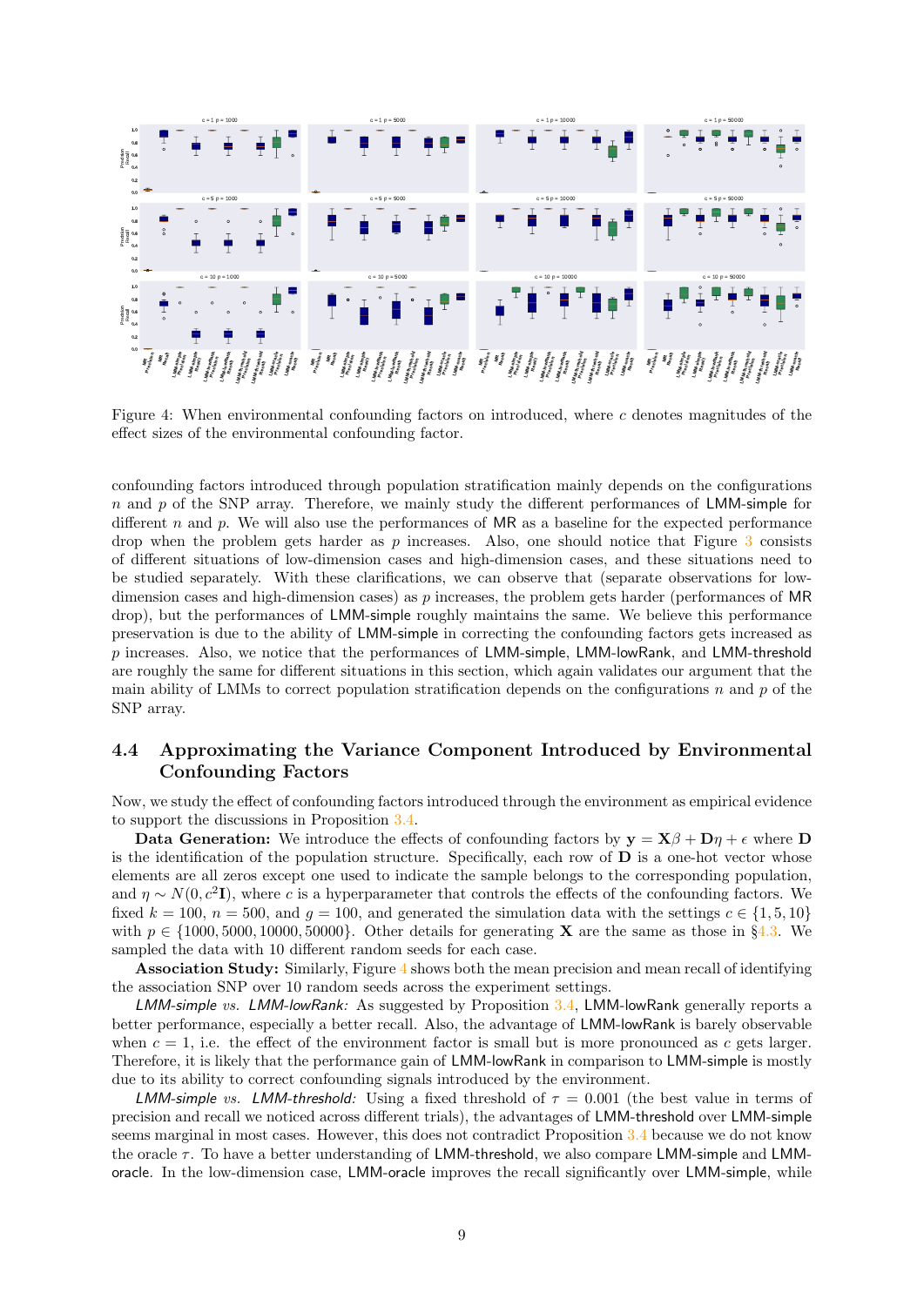Figure 4: When environmental confounding factors on introduced, where $c$ denotes magnitudes of the effect sizes of the environmental confounding factor.

confounding factors introduced through population stratification mainly depends on the configurations $n$ and $p$ of the SNP array. Therefore, we mainly study the different performances of LMM-simple for different $n$ and $p$. We will also use the performances of MR as a baseline for the expected performance drop when the problem gets harder as $p$ increases. Also, one should notice that Figure 3 consists of different situations of low-dimension cases and high-dimension cases, and these situations need to be studied separately. With these clarifications, we can observe that (separate observations for low-dimension cases and high-dimension cases) as $p$ increases, the problem gets harder (performances of MR drop), but the performances of LMM-simple roughly maintains the same. We believe this performance preservation is due to the ability of LMM-simple in correcting the confounding factors gets increased as $p$ increases. Also, we notice that the performances of LMM-simple, LMM-lowRank, and LMM-threshold are roughly the same for different situations in this section, which again validates our argument that the main ability of LMMs to correct population stratification depends on the configurations $n$ and $p$ of the SNP array.

## 4.4 Approximating the Variance Component Introduced by Environmental Confounding Factors

Now, we study the effect of confounding factors introduced through the environment as empirical evidence to support the discussions in Proposition 3.4.

**Data Generation:** We introduce the effects of confounding factors by $\mathbf{y} = \mathbf{X}\beta + \mathbf{D}\eta + \epsilon$ where $\mathbf{D}$ is the identification of the population structure. Specifically, each row of $\mathbf{D}$ is a one-hot vector whose elements are all zeros except one used to indicate the sample belongs to the corresponding population, and $\eta \sim N(0, c^2\mathbf{I})$, where $c$ is a hyperparameter that controls the effects of the confounding factors. We fixed $k = 100$, $n = 500$, and $g = 100$, and generated the simulation data with the settings $c \in \{1, 5, 10\}$ with $p \in \{1000, 5000, 10000, 50000\}$. Other details for generating $\mathbf{X}$ are the same as those in §4.3. We sampled the data with 10 different random seeds for each case.

**Association Study:** Similarly, Figure 4 shows both the mean precision and mean recall of identifying the association SNP over 10 random seeds across the experiment settings.

*LMM-simple vs. LMM-lowRank:* As suggested by Proposition 3.4, LMM-lowRank generally reports a better performance, especially a better recall. Also, the advantage of LMM-lowRank is barely observable when $c = 1$, i.e. the effect of the environment factor is small but is more pronounced as $c$ gets larger. Therefore, it is likely that the performance gain of LMM-lowRank in comparison to LMM-simple is mostly due to its ability to correct confounding signals introduced by the environment.

*LMM-simple vs. LMM-threshold:* Using a fixed threshold of $\tau = 0.001$ (the best value in terms of precision and recall we noticed across different trials), the advantages of LMM-threshold over LMM-simple seems marginal in most cases. However, this does not contradict Proposition 3.4 because we do not know the oracle $\tau$. To have a better understanding of LMM-threshold, we also compare LMM-simple and LMM-oracle. In the low-dimension case, LMM-oracle improves the recall significantly over LMM-simple, while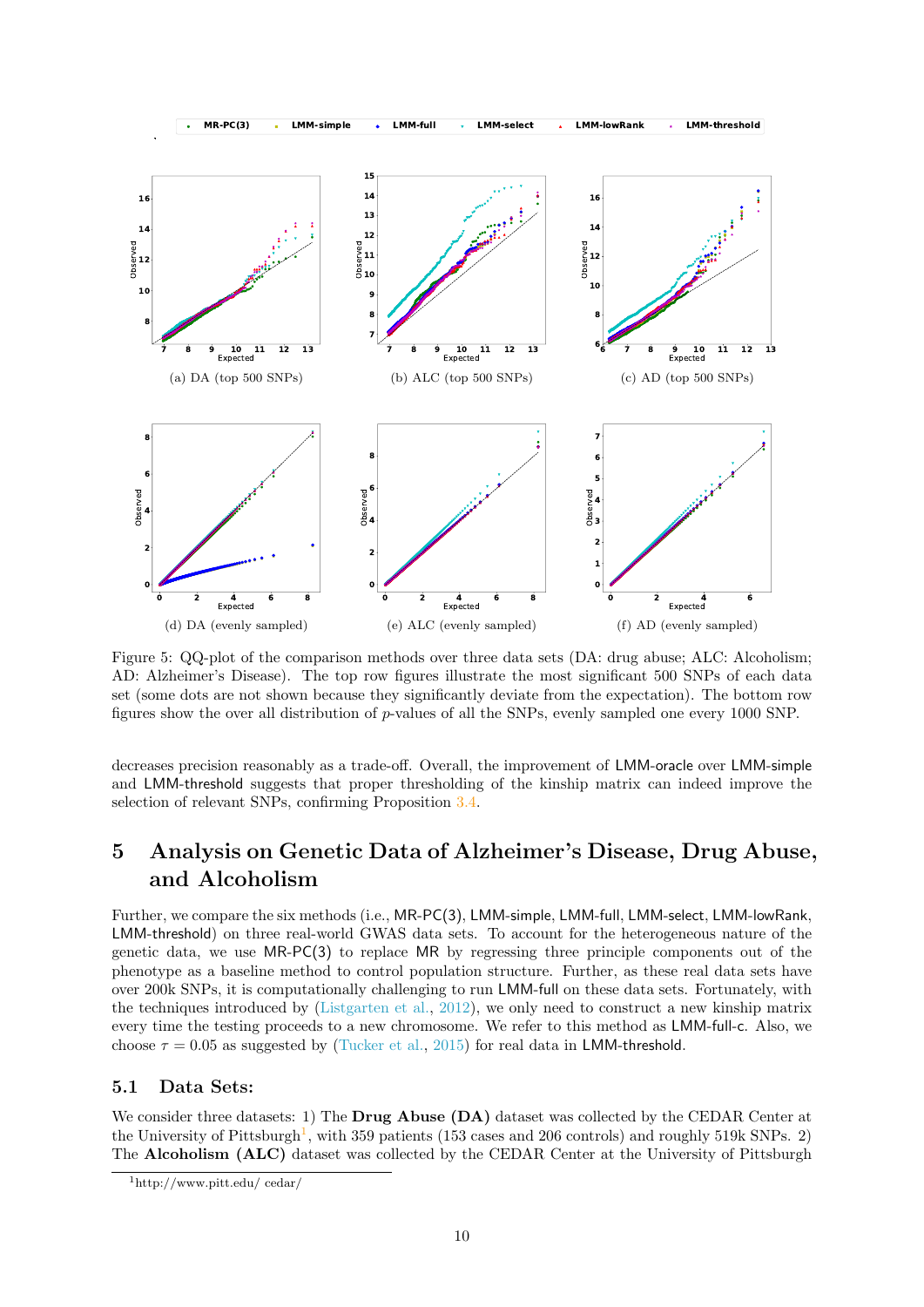Figure 5: QQ-plot of the comparison methods over three data sets (DA: drug abuse; ALC: Alcoholism; AD: Alzheimer's Disease). The top row figures illustrate the most significant 500 SNPs of each data set (some dots are not shown because they significantly deviate from the expectation). The bottom row figures show the over all distribution of $p$-values of all the SNPs, evenly sampled one every 1000 SNP.

decreases precision reasonably as a trade-off. Overall, the improvement of LMM-oracle over LMM-simple and LMM-threshold suggests that proper thresholding of the kinship matrix can indeed improve the selection of relevant SNPs, confirming Proposition 3.4.

# 5 Analysis on Genetic Data of Alzheimer's Disease, Drug Abuse, and Alcoholism

Further, we compare the six methods (i.e., MR-PC(3), LMM-simple, LMM-full, LMM-select, LMM-lowRank, LMM-threshold) on three real-world GWAS data sets. To account for the heterogeneous nature of the genetic data, we use MR-PC(3) to replace MR by regressing three principle components out of the phenotype as a baseline method to control population structure. Further, as these real data sets have over 200k SNPs, it is computationally challenging to run LMM-full on these data sets. Fortunately, with the techniques introduced by (Listgarten et al., 2012), we only need to construct a new kinship matrix every time the testing proceeds to a new chromosome. We refer to this method as LMM-full-c. Also, we choose $\tau = 0.05$ as suggested by (Tucker et al., 2015) for real data in LMM-threshold.

## 5.1 Data Sets:

We consider three datasets: 1) The **Drug Abuse (DA)** dataset was collected by the CEDAR Center at the University of Pittsburgh[1], with 359 patients (153 cases and 206 controls) and roughly 519k SNPs. 2) The **Alcoholism (ALC)** dataset was collected by the CEDAR Center at the University of Pittsburgh

[1]http://www.pitt.edu/ cedar/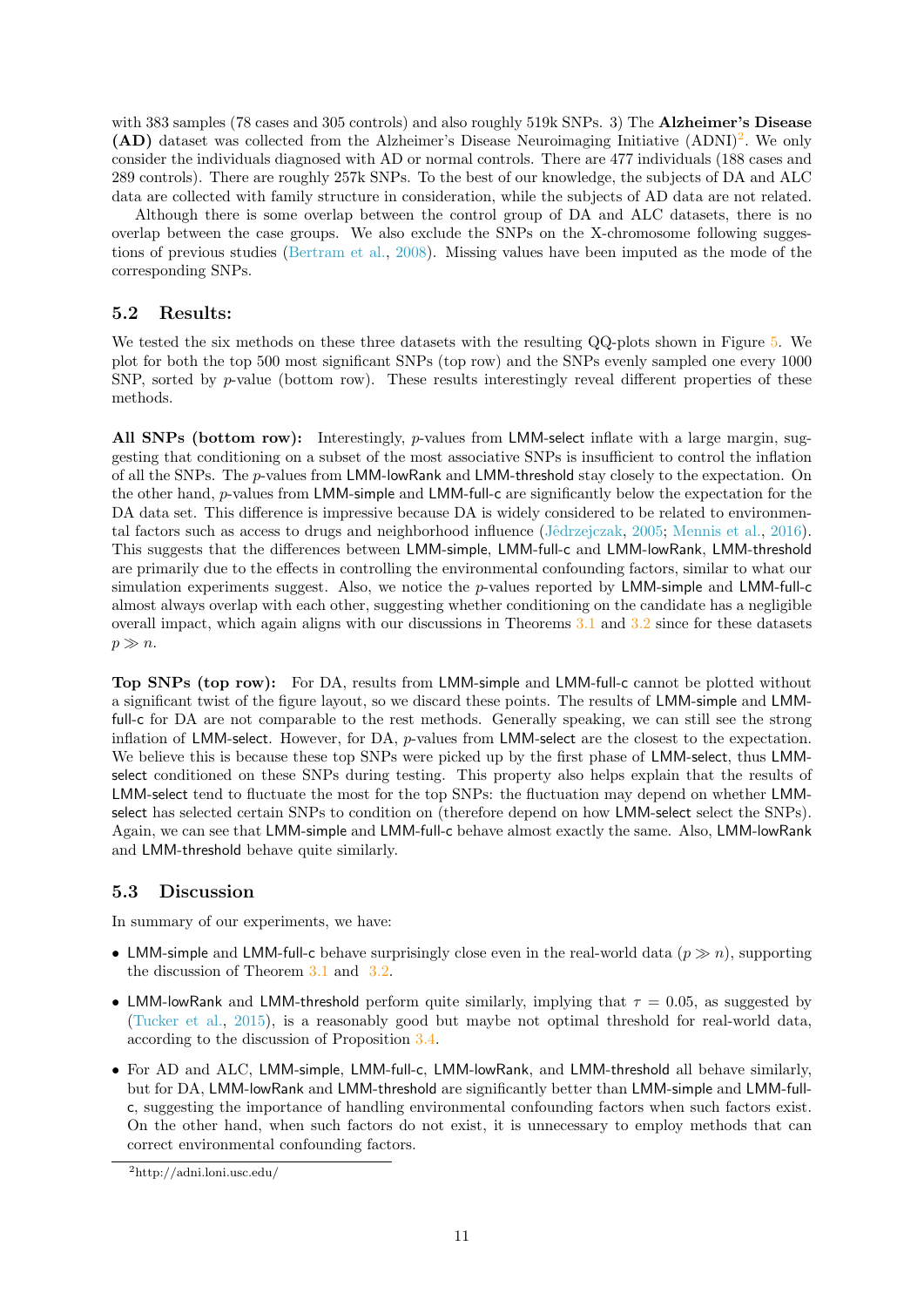with 383 samples (78 cases and 305 controls) and also roughly 519k SNPs. 3) The **Alzheimer's Disease (AD)** dataset was collected from the Alzheimer's Disease Neuroimaging Initiative (ADNI)[2]. We only consider the individuals diagnosed with AD or normal controls. There are 477 individuals (188 cases and 289 controls). There are roughly 257k SNPs. To the best of our knowledge, the subjects of DA and ALC data are collected with family structure in consideration, while the subjects of AD data are not related.

Although there is some overlap between the control group of DA and ALC datasets, there is no overlap between the case groups. We also exclude the SNPs on the X-chromosome following suggestions of previous studies (Bertram et al., 2008). Missing values have been imputed as the mode of the corresponding SNPs.

## 5.2 Results:

We tested the six methods on these three datasets with the resulting QQ-plots shown in Figure 5. We plot for both the top 500 most significant SNPs (top row) and the SNPs evenly sampled one every 1000 SNP, sorted by $p$-value (bottom row). These results interestingly reveal different properties of these methods.

**All SNPs (bottom row):** Interestingly, $p$-values from LMM-select inflate with a large margin, suggesting that conditioning on a subset of the most associative SNPs is insufficient to control the inflation of all the SNPs. The $p$-values from LMM-lowRank and LMM-threshold stay closely to the expectation. On the other hand, $p$-values from LMM-simple and LMM-full-c are significantly below the expectation for the DA data set. This difference is impressive because DA is widely considered to be related to environmental factors such as access to drugs and neighborhood influence (Jędrzejczak, 2005; Mennis et al., 2016). This suggests that the differences between LMM-simple, LMM-full-c and LMM-lowRank, LMM-threshold are primarily due to the effects in controlling the environmental confounding factors, similar to what our simulation experiments suggest. Also, we notice the $p$-values reported by LMM-simple and LMM-full-c almost always overlap with each other, suggesting whether conditioning on the candidate has a negligible overall impact, which again aligns with our discussions in Theorems 3.1 and 3.2 since for these datasets $p \gg n$.

**Top SNPs (top row):** For DA, results from LMM-simple and LMM-full-c cannot be plotted without a significant twist of the figure layout, so we discard these points. The results of LMM-simple and LMM-full-c for DA are not comparable to the rest methods. Generally speaking, we can still see the strong inflation of LMM-select. However, for DA, $p$-values from LMM-select are the closest to the expectation. We believe this is because these top SNPs were picked up by the first phase of LMM-select, thus LMM-select conditioned on these SNPs during testing. This property also helps explain that the results of LMM-select tend to fluctuate the most for the top SNPs: the fluctuation may depend on whether LMM-select has selected certain SNPs to condition on (therefore depend on how LMM-select select the SNPs). Again, we can see that LMM-simple and LMM-full-c behave almost exactly the same. Also, LMM-lowRank and LMM-threshold behave quite similarly.

## 5.3 Discussion

In summary of our experiments, we have:

- LMM-simple and LMM-full-c behave surprisingly close even in the real-world data ($p \gg n$), supporting the discussion of Theorem 3.1 and 3.2.
- LMM-lowRank and LMM-threshold perform quite similarly, implying that $\tau = 0.05$, as suggested by (Tucker et al., 2015), is a reasonably good but maybe not optimal threshold for real-world data, according to the discussion of Proposition 3.4.
- For AD and ALC, LMM-simple, LMM-full-c, LMM-lowRank, and LMM-threshold all behave similarly, but for DA, LMM-lowRank and LMM-threshold are significantly better than LMM-simple and LMM-full-c, suggesting the importance of handling environmental confounding factors when such factors exist. On the other hand, when such factors do not exist, it is unnecessary to employ methods that can correct environmental confounding factors.

[2]http://adni.loni.usc.edu/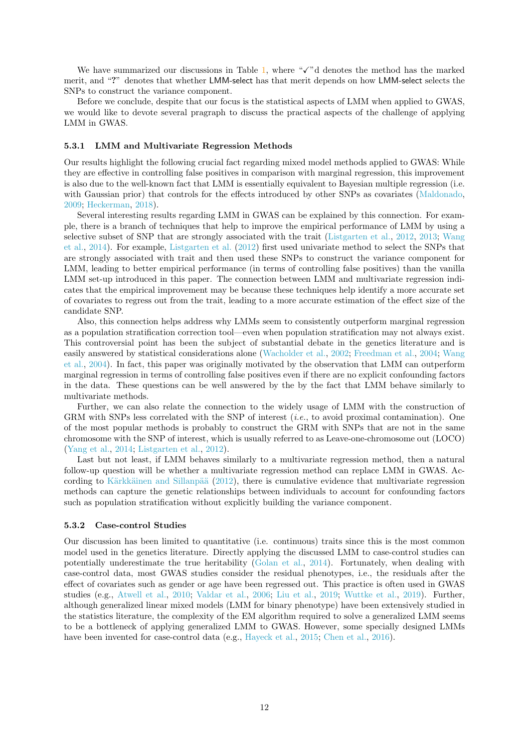We have summarized our discussions in Table 1, where "✓"d denotes the method has the marked merit, and "?" denotes that whether LMM-select has that merit depends on how LMM-select selects the SNPs to construct the variance component.

Before we conclude, despite that our focus is the statistical aspects of LMM when applied to GWAS, we would like to devote several pragraph to discuss the practical aspects of the challenge of applying LMM in GWAS.

### 5.3.1 LMM and Multivariate Regression Methods

Our results highlight the following crucial fact regarding mixed model methods applied to GWAS: While they are effective in controlling false positives in comparison with marginal regression, this improvement is also due to the well-known fact that LMM is essentially equivalent to Bayesian multiple regression (i.e. with Gaussian prior) that controls for the effects introduced by other SNPs as covariates (Maldonado, 2009; Heckerman, 2018).

Several interesting results regarding LMM in GWAS can be explained by this connection. For example, there is a branch of techniques that help to improve the empirical performance of LMM by using a selective subset of SNP that are strongly associated with the trait (Listgarten et al., 2012, 2013; Wang et al., 2014). For example, Listgarten et al. (2012) first used univariate method to select the SNPs that are strongly associated with trait and then used these SNPs to construct the variance component for LMM, leading to better empirical performance (in terms of controlling false positives) than the vanilla LMM set-up introduced in this paper. The connection between LMM and multivariate regression indicates that the empirical improvement may be because these techniques help identify a more accurate set of covariates to regress out from the trait, leading to a more accurate estimation of the effect size of the candidate SNP.

Also, this connection helps address why LMMs seem to consistently outperform marginal regression as a population stratification correction tool—even when population stratification may not always exist. This controversial point has been the subject of substantial debate in the genetics literature and is easily answered by statistical considerations alone (Wacholder et al., 2002; Freedman et al., 2004; Wang et al., 2004). In fact, this paper was originally motivated by the observation that LMM can outperform marginal regression in terms of controlling false positives even if there are no explicit confounding factors in the data. These questions can be well answered by the by the fact that LMM behave similarly to multivariate methods.

Further, we can also relate the connection to the widely usage of LMM with the construction of GRM with SNPs less correlated with the SNP of interest (*i.e.*, to avoid proximal contamination). One of the most popular methods is probably to construct the GRM with SNPs that are not in the same chromosome with the SNP of interest, which is usually referred to as Leave-one-chromosome out (LOCO) (Yang et al., 2014; Listgarten et al., 2012).

Last but not least, if LMM behaves similarly to a multivariate regression method, then a natural follow-up question will be whether a multivariate regression method can replace LMM in GWAS. According to Kärkkäinen and Sillanpää (2012), there is cumulative evidence that multivariate regression methods can capture the genetic relationships between individuals to account for confounding factors such as population stratification without explicitly building the variance component.

### 5.3.2 Case-control Studies

Our discussion has been limited to quantitative (i.e. continuous) traits since this is the most common model used in the genetics literature. Directly applying the discussed LMM to case-control studies can potentially underestimate the true heritability (Golan et al., 2014). Fortunately, when dealing with case-control data, most GWAS studies consider the residual phenotypes, i.e., the residuals after the effect of covariates such as gender or age have been regressed out. This practice is often used in GWAS studies (e.g., Atwell et al., 2010; Valdar et al., 2006; Liu et al., 2019; Wuttke et al., 2019). Further, although generalized linear mixed models (LMM for binary phenotype) have been extensively studied in the statistics literature, the complexity of the EM algorithm required to solve a generalized LMM seems to be a bottleneck of applying generalized LMM to GWAS. However, some specially designed LMMs have been invented for case-control data (e.g., Hayeck et al., 2015; Chen et al., 2016).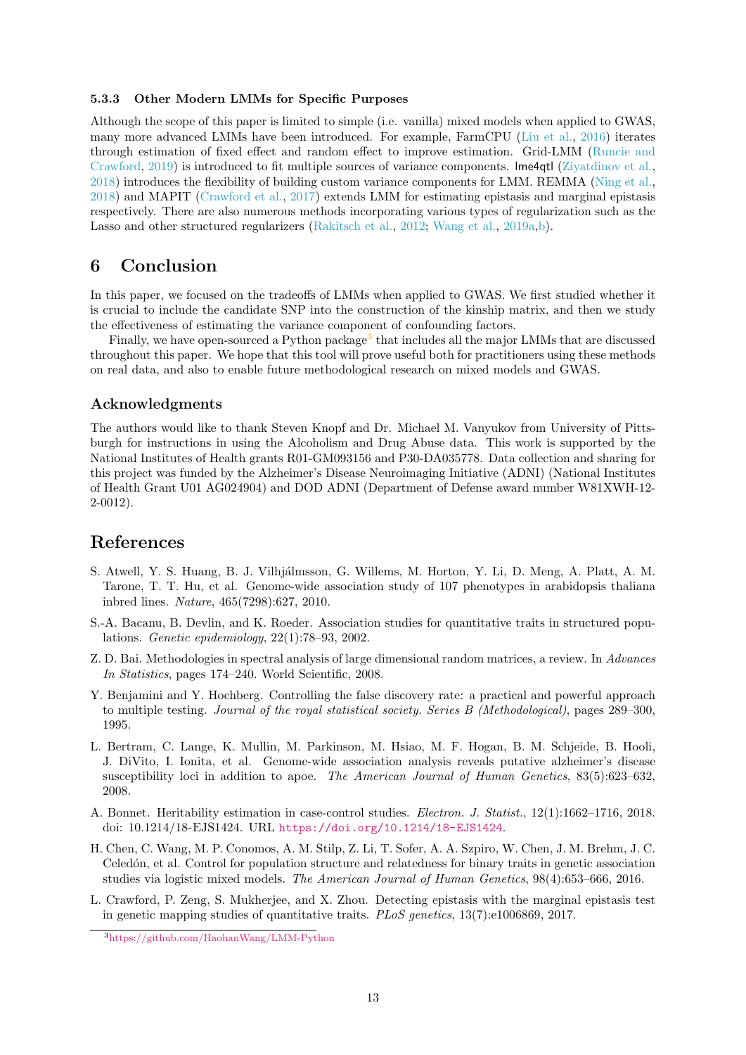#### 5.3.3 Other Modern LMMs for Specific Purposes

Although the scope of this paper is limited to simple (i.e. vanilla) mixed models when applied to GWAS, many more advanced LMMs have been introduced. For example, FarmCPU (Liu et al., 2016) iterates through estimation of fixed effect and random effect to improve estimation. Grid-LMM (Runcie and Crawford, 2019) is introduced to fit multiple sources of variance components. lme4qtl (Ziyatdinov et al., 2018) introduces the flexibility of building custom variance components for LMM. REMMA (Ning et al., 2018) and MAPIT (Crawford et al., 2017) extends LMM for estimating epistasis and marginal epistasis respectively. There are also numerous methods incorporating various types of regularization such as the Lasso and other structured regularizers (Rakitsch et al., 2012; Wang et al., 2019a,b).

## 6 Conclusion

In this paper, we focused on the tradeoffs of LMMs when applied to GWAS. We first studied whether it is crucial to include the candidate SNP into the construction of the kinship matrix, and then we study the effectiveness of estimating the variance component of confounding factors.

Finally, we have open-sourced a Python package[3] that includes all the major LMMs that are discussed throughout this paper. We hope that this tool will prove useful both for practitioners using these methods on real data, and also to enable future methodological research on mixed models and GWAS.

### Acknowledgments

The authors would like to thank Steven Knopf and Dr. Michael M. Vanyukov from University of Pittsburgh for instructions in using the Alcoholism and Drug Abuse data. This work is supported by the National Institutes of Health grants R01-GM093156 and P30-DA035778. Data collection and sharing for this project was funded by the Alzheimer's Disease Neuroimaging Initiative (ADNI) (National Institutes of Health Grant U01 AG024904) and DOD ADNI (Department of Defense award number W81XWH-12-2-0012).

## References

S. Atwell, Y. S. Huang, B. J. Vilhjálmsson, G. Willems, M. Horton, Y. Li, D. Meng, A. Platt, A. M. Tarone, T. T. Hu, et al. Genome-wide association study of 107 phenotypes in arabidopsis thaliana inbred lines. *Nature*, 465(7298):627, 2010.

S.-A. Bacanu, B. Devlin, and K. Roeder. Association studies for quantitative traits in structured populations. *Genetic epidemiology*, 22(1):78–93, 2002.

Z. D. Bai. Methodologies in spectral analysis of large dimensional random matrices, a review. In *Advances In Statistics*, pages 174–240. World Scientific, 2008.

Y. Benjamini and Y. Hochberg. Controlling the false discovery rate: a practical and powerful approach to multiple testing. *Journal of the royal statistical society. Series B (Methodological)*, pages 289–300, 1995.

L. Bertram, C. Lange, K. Mullin, M. Parkinson, M. Hsiao, M. F. Hogan, B. M. Schjeide, B. Hooli, J. DiVito, I. Ionita, et al. Genome-wide association analysis reveals putative alzheimer's disease susceptibility loci in addition to apoe. *The American Journal of Human Genetics*, 83(5):623–632, 2008.

A. Bonnet. Heritability estimation in case-control studies. *Electron. J. Statist.*, 12(1):1662–1716, 2018. doi: 10.1214/18-EJS1424. URL https://doi.org/10.1214/18-EJS1424.

H. Chen, C. Wang, M. P. Conomos, A. M. Stilp, Z. Li, T. Sofer, A. A. Szpiro, W. Chen, J. M. Brehm, J. C. Celedón, et al. Control for population structure and relatedness for binary traits in genetic association studies via logistic mixed models. *The American Journal of Human Genetics*, 98(4):653–666, 2016.

L. Crawford, P. Zeng, S. Mukherjee, and X. Zhou. Detecting epistasis with the marginal epistasis test in genetic mapping studies of quantitative traits. *PLoS genetics*, 13(7):e1006869, 2017.

[3] https://github.com/HaohanWang/LMM-Python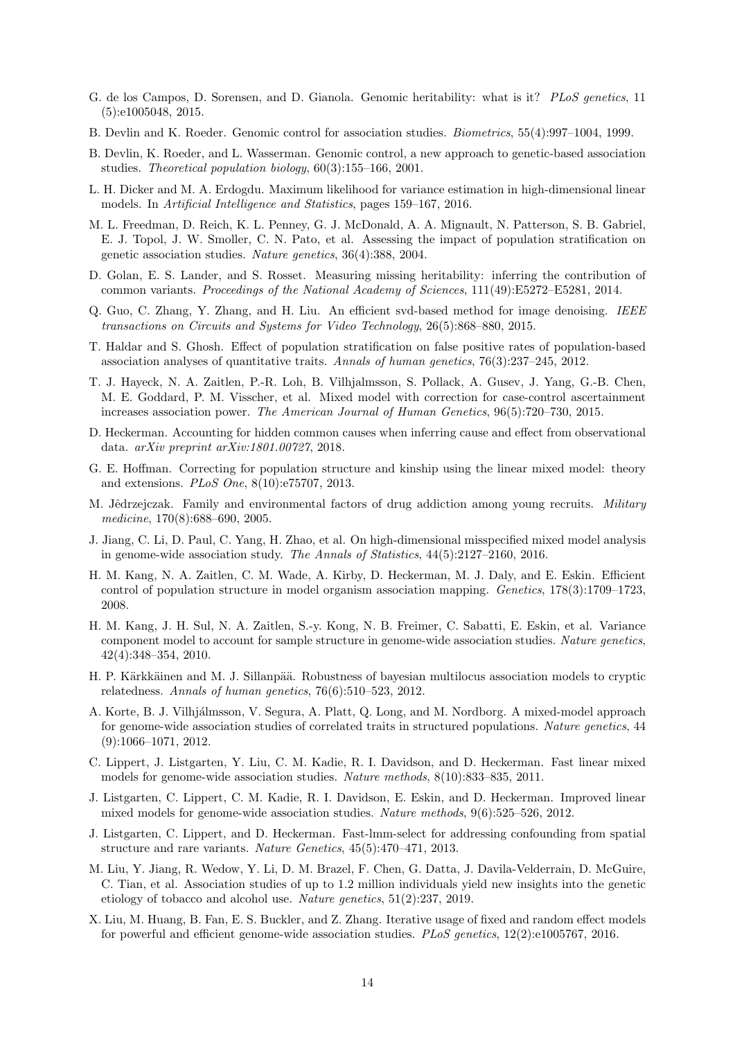G. de los Campos, D. Sorensen, and D. Gianola. Genomic heritability: what is it? *PLoS genetics*, 11 (5):e1005048, 2015.

B. Devlin and K. Roeder. Genomic control for association studies. *Biometrics*, 55(4):997–1004, 1999.

B. Devlin, K. Roeder, and L. Wasserman. Genomic control, a new approach to genetic-based association studies. *Theoretical population biology*, 60(3):155–166, 2001.

L. H. Dicker and M. A. Erdogdu. Maximum likelihood for variance estimation in high-dimensional linear models. In *Artificial Intelligence and Statistics*, pages 159–167, 2016.

M. L. Freedman, D. Reich, K. L. Penney, G. J. McDonald, A. A. Mignault, N. Patterson, S. B. Gabriel, E. J. Topol, J. W. Smoller, C. N. Pato, et al. Assessing the impact of population stratification on genetic association studies. *Nature genetics*, 36(4):388, 2004.

D. Golan, E. S. Lander, and S. Rosset. Measuring missing heritability: inferring the contribution of common variants. *Proceedings of the National Academy of Sciences*, 111(49):E5272–E5281, 2014.

Q. Guo, C. Zhang, Y. Zhang, and H. Liu. An efficient svd-based method for image denoising. *IEEE transactions on Circuits and Systems for Video Technology*, 26(5):868–880, 2015.

T. Haldar and S. Ghosh. Effect of population stratification on false positive rates of population-based association analyses of quantitative traits. *Annals of human genetics*, 76(3):237–245, 2012.

T. J. Hayeck, N. A. Zaitlen, P.-R. Loh, B. Vilhjalmsson, S. Pollack, A. Gusev, J. Yang, G.-B. Chen, M. E. Goddard, P. M. Visscher, et al. Mixed model with correction for case-control ascertainment increases association power. *The American Journal of Human Genetics*, 96(5):720–730, 2015.

D. Heckerman. Accounting for hidden common causes when inferring cause and effect from observational data. *arXiv preprint arXiv:1801.00727*, 2018.

G. E. Hoffman. Correcting for population structure and kinship using the linear mixed model: theory and extensions. *PLoS One*, 8(10):e75707, 2013.

M. Jêdrzejczak. Family and environmental factors of drug addiction among young recruits. *Military medicine*, 170(8):688–690, 2005.

J. Jiang, C. Li, D. Paul, C. Yang, H. Zhao, et al. On high-dimensional misspecified mixed model analysis in genome-wide association study. *The Annals of Statistics*, 44(5):2127–2160, 2016.

H. M. Kang, N. A. Zaitlen, C. M. Wade, A. Kirby, D. Heckerman, M. J. Daly, and E. Eskin. Efficient control of population structure in model organism association mapping. *Genetics*, 178(3):1709–1723, 2008.

H. M. Kang, J. H. Sul, N. A. Zaitlen, S.-y. Kong, N. B. Freimer, C. Sabatti, E. Eskin, et al. Variance component model to account for sample structure in genome-wide association studies. *Nature genetics*, 42(4):348–354, 2010.

H. P. Kärkkäinen and M. J. Sillanpää. Robustness of bayesian multilocus association models to cryptic relatedness. *Annals of human genetics*, 76(6):510–523, 2012.

A. Korte, B. J. Vilhjálmsson, V. Segura, A. Platt, Q. Long, and M. Nordborg. A mixed-model approach for genome-wide association studies of correlated traits in structured populations. *Nature genetics*, 44 (9):1066–1071, 2012.

C. Lippert, J. Listgarten, Y. Liu, C. M. Kadie, R. I. Davidson, and D. Heckerman. Fast linear mixed models for genome-wide association studies. *Nature methods*, 8(10):833–835, 2011.

J. Listgarten, C. Lippert, C. M. Kadie, R. I. Davidson, E. Eskin, and D. Heckerman. Improved linear mixed models for genome-wide association studies. *Nature methods*, 9(6):525–526, 2012.

J. Listgarten, C. Lippert, and D. Heckerman. Fast-lmm-select for addressing confounding from spatial structure and rare variants. *Nature Genetics*, 45(5):470–471, 2013.

M. Liu, Y. Jiang, R. Wedow, Y. Li, D. M. Brazel, F. Chen, G. Datta, J. Davila-Velderrain, D. McGuire, C. Tian, et al. Association studies of up to 1.2 million individuals yield new insights into the genetic etiology of tobacco and alcohol use. *Nature genetics*, 51(2):237, 2019.

X. Liu, M. Huang, B. Fan, E. S. Buckler, and Z. Zhang. Iterative usage of fixed and random effect models for powerful and efficient genome-wide association studies. *PLoS genetics*, 12(2):e1005767, 2016.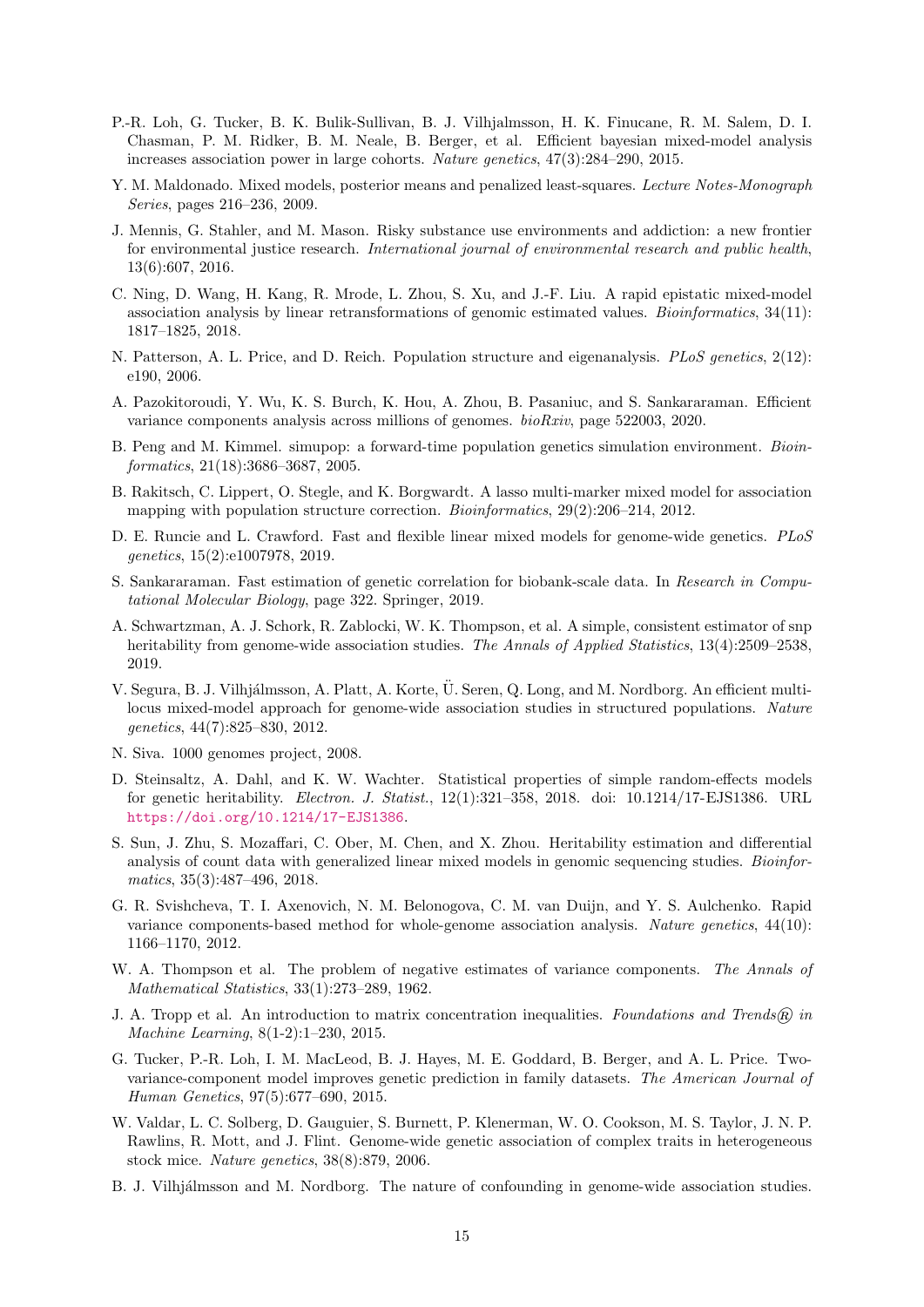P.-R. Loh, G. Tucker, B. K. Bulik-Sullivan, B. J. Vilhjalmsson, H. K. Finucane, R. M. Salem, D. I. Chasman, P. M. Ridker, B. M. Neale, B. Berger, et al. Efficient bayesian mixed-model analysis increases association power in large cohorts. *Nature genetics*, 47(3):284–290, 2015.

Y. M. Maldonado. Mixed models, posterior means and penalized least-squares. *Lecture Notes-Monograph Series*, pages 216–236, 2009.

J. Mennis, G. Stahler, and M. Mason. Risky substance use environments and addiction: a new frontier for environmental justice research. *International journal of environmental research and public health*, 13(6):607, 2016.

C. Ning, D. Wang, H. Kang, R. Mrode, L. Zhou, S. Xu, and J.-F. Liu. A rapid epistatic mixed-model association analysis by linear retransformations of genomic estimated values. *Bioinformatics*, 34(11): 1817–1825, 2018.

N. Patterson, A. L. Price, and D. Reich. Population structure and eigenanalysis. *PLoS genetics*, 2(12): e190, 2006.

A. Pazokitoroudi, Y. Wu, K. S. Burch, K. Hou, A. Zhou, B. Pasaniuc, and S. Sankararaman. Efficient variance components analysis across millions of genomes. *bioRxiv*, page 522003, 2020.

B. Peng and M. Kimmel. simupop: a forward-time population genetics simulation environment. *Bioinformatics*, 21(18):3686–3687, 2005.

B. Rakitsch, C. Lippert, O. Stegle, and K. Borgwardt. A lasso multi-marker mixed model for association mapping with population structure correction. *Bioinformatics*, 29(2):206–214, 2012.

D. E. Runcie and L. Crawford. Fast and flexible linear mixed models for genome-wide genetics. *PLoS genetics*, 15(2):e1007978, 2019.

S. Sankararaman. Fast estimation of genetic correlation for biobank-scale data. In *Research in Computational Molecular Biology*, page 322. Springer, 2019.

A. Schwartzman, A. J. Schork, R. Zablocki, W. K. Thompson, et al. A simple, consistent estimator of snp heritability from genome-wide association studies. *The Annals of Applied Statistics*, 13(4):2509–2538, 2019.

V. Segura, B. J. Vilhjálmsson, A. Platt, A. Korte, Ü. Seren, Q. Long, and M. Nordborg. An efficient multi-locus mixed-model approach for genome-wide association studies in structured populations. *Nature genetics*, 44(7):825–830, 2012.

N. Siva. 1000 genomes project, 2008.

D. Steinsaltz, A. Dahl, and K. W. Wachter. Statistical properties of simple random-effects models for genetic heritability. *Electron. J. Statist.*, 12(1):321–358, 2018. doi: 10.1214/17-EJS1386. URL https://doi.org/10.1214/17-EJS1386.

S. Sun, J. Zhu, S. Mozaffari, C. Ober, M. Chen, and X. Zhou. Heritability estimation and differential analysis of count data with generalized linear mixed models in genomic sequencing studies. *Bioinformatics*, 35(3):487–496, 2018.

G. R. Svishcheva, T. I. Axenovich, N. M. Belonogova, C. M. van Duijn, and Y. S. Aulchenko. Rapid variance components-based method for whole-genome association analysis. *Nature genetics*, 44(10): 1166–1170, 2012.

W. A. Thompson et al. The problem of negative estimates of variance components. *The Annals of Mathematical Statistics*, 33(1):273–289, 1962.

J. A. Tropp et al. An introduction to matrix concentration inequalities. *Foundations and Trends® in Machine Learning*, 8(1-2):1–230, 2015.

G. Tucker, P.-R. Loh, I. M. MacLeod, B. J. Hayes, M. E. Goddard, B. Berger, and A. L. Price. Two-variance-component model improves genetic prediction in family datasets. *The American Journal of Human Genetics*, 97(5):677–690, 2015.

W. Valdar, L. C. Solberg, D. Gauguier, S. Burnett, P. Klenerman, W. O. Cookson, M. S. Taylor, J. N. P. Rawlins, R. Mott, and J. Flint. Genome-wide genetic association of complex traits in heterogeneous stock mice. *Nature genetics*, 38(8):879, 2006.

B. J. Vilhjálmsson and M. Nordborg. The nature of confounding in genome-wide association studies.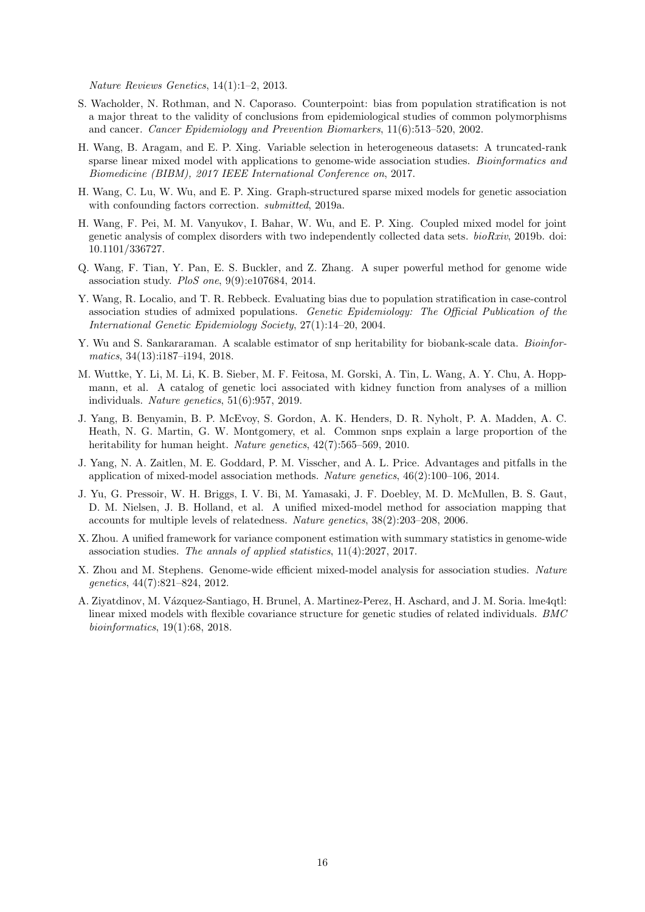*Nature Reviews Genetics*, 14(1):1–2, 2013.

S. Wacholder, N. Rothman, and N. Caporaso. Counterpoint: bias from population stratification is not a major threat to the validity of conclusions from epidemiological studies of common polymorphisms and cancer. *Cancer Epidemiology and Prevention Biomarkers*, 11(6):513–520, 2002.

H. Wang, B. Aragam, and E. P. Xing. Variable selection in heterogeneous datasets: A truncated-rank sparse linear mixed model with applications to genome-wide association studies. *Bioinformatics and Biomedicine (BIBM), 2017 IEEE International Conference on*, 2017.

H. Wang, C. Lu, W. Wu, and E. P. Xing. Graph-structured sparse mixed models for genetic association with confounding factors correction. *submitted*, 2019a.

H. Wang, F. Pei, M. M. Vanyukov, I. Bahar, W. Wu, and E. P. Xing. Coupled mixed model for joint genetic analysis of complex disorders with two independently collected data sets. *bioRxiv*, 2019b. doi: 10.1101/336727.

Q. Wang, F. Tian, Y. Pan, E. S. Buckler, and Z. Zhang. A super powerful method for genome wide association study. *PloS one*, 9(9):e107684, 2014.

Y. Wang, R. Localio, and T. R. Rebbeck. Evaluating bias due to population stratification in case-control association studies of admixed populations. *Genetic Epidemiology: The Official Publication of the International Genetic Epidemiology Society*, 27(1):14–20, 2004.

Y. Wu and S. Sankararaman. A scalable estimator of snp heritability for biobank-scale data. *Bioinformatics*, 34(13):i187–i194, 2018.

M. Wuttke, Y. Li, M. Li, K. B. Sieber, M. F. Feitosa, M. Gorski, A. Tin, L. Wang, A. Y. Chu, A. Hoppmann, et al. A catalog of genetic loci associated with kidney function from analyses of a million individuals. *Nature genetics*, 51(6):957, 2019.

J. Yang, B. Benyamin, B. P. McEvoy, S. Gordon, A. K. Henders, D. R. Nyholt, P. A. Madden, A. C. Heath, N. G. Martin, G. W. Montgomery, et al. Common snps explain a large proportion of the heritability for human height. *Nature genetics*, 42(7):565–569, 2010.

J. Yang, N. A. Zaitlen, M. E. Goddard, P. M. Visscher, and A. L. Price. Advantages and pitfalls in the application of mixed-model association methods. *Nature genetics*, 46(2):100–106, 2014.

J. Yu, G. Pressoir, W. H. Briggs, I. V. Bi, M. Yamasaki, J. F. Doebley, M. D. McMullen, B. S. Gaut, D. M. Nielsen, J. B. Holland, et al. A unified mixed-model method for association mapping that accounts for multiple levels of relatedness. *Nature genetics*, 38(2):203–208, 2006.

X. Zhou. A unified framework for variance component estimation with summary statistics in genome-wide association studies. *The annals of applied statistics*, 11(4):2027, 2017.

X. Zhou and M. Stephens. Genome-wide efficient mixed-model analysis for association studies. *Nature genetics*, 44(7):821–824, 2012.

A. Ziyatdinov, M. Vázquez-Santiago, H. Brunel, A. Martinez-Perez, H. Aschard, and J. M. Soria. lme4qtl: linear mixed models with flexible covariance structure for genetic studies of related individuals. *BMC bioinformatics*, 19(1):68, 2018.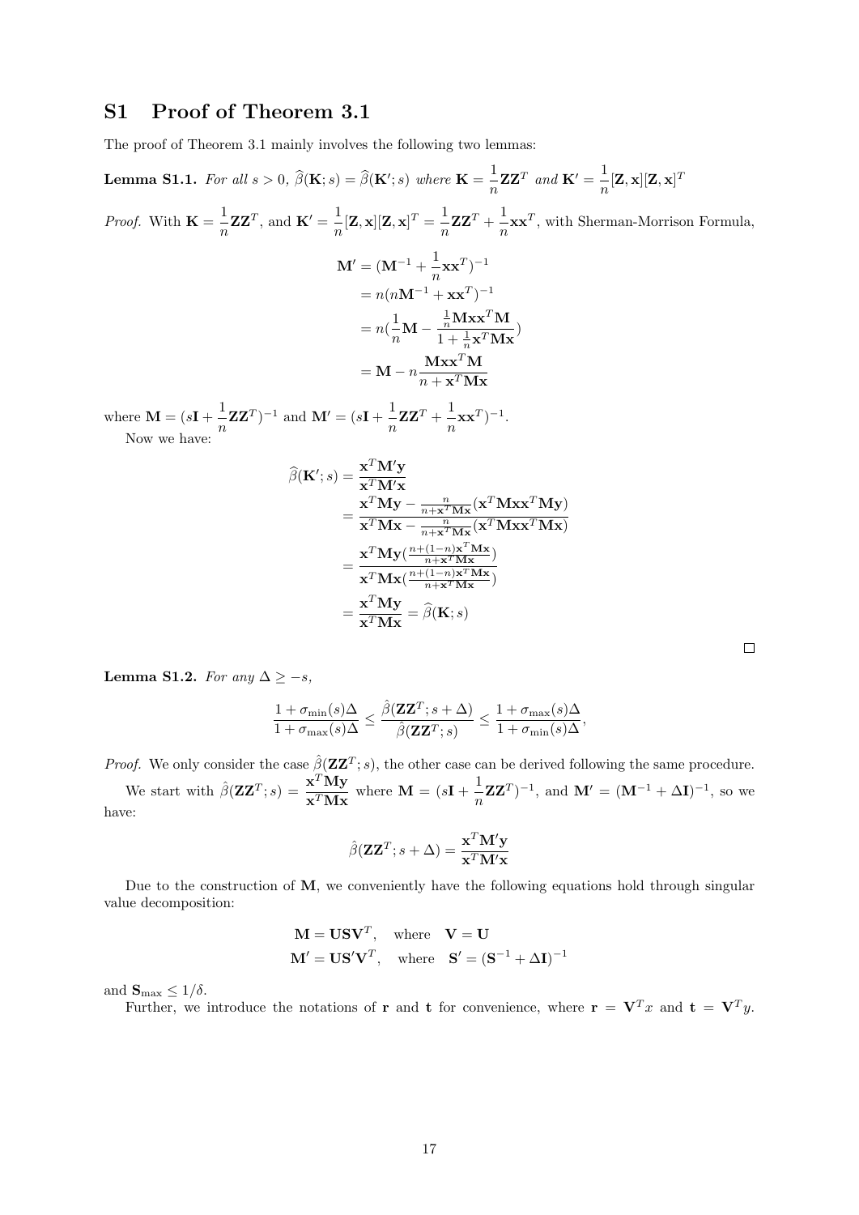## S1 Proof of Theorem 3.1

The proof of Theorem 3.1 mainly involves the following two lemmas:

**Lemma S1.1.** *For all $s > 0$, $\widehat{\beta}(\mathbf{K}; s) = \widehat{\beta}(\mathbf{K}'; s)$ where $\mathbf{K} = \frac{1}{n}\mathbf{Z}\mathbf{Z}^T$ and $\mathbf{K}' = \frac{1}{n}[\mathbf{Z}, \mathbf{x}][\mathbf{Z}, \mathbf{x}]^T$*

*Proof.* With $\mathbf{K} = \frac{1}{n}\mathbf{Z}\mathbf{Z}^T$, and $\mathbf{K}' = \frac{1}{n}[\mathbf{Z}, \mathbf{x}][\mathbf{Z}, \mathbf{x}]^T = \frac{1}{n}\mathbf{Z}\mathbf{Z}^T + \frac{1}{n}\mathbf{x}\mathbf{x}^T$, with Sherman-Morrison Formula,

$$
\begin{aligned}
\mathbf{M}' &= (\mathbf{M}^{-1} + \frac{1}{n}\mathbf{x}\mathbf{x}^T)^{-1} \\
&= n(n\mathbf{M}^{-1} + \mathbf{x}\mathbf{x}^T)^{-1} \\
&= n(\frac{1}{n}\mathbf{M} - \frac{\frac{1}{n}\mathbf{M}\mathbf{x}\mathbf{x}^T\mathbf{M}}{1 + \frac{1}{n}\mathbf{x}^T\mathbf{M}\mathbf{x}}) \\
&= \mathbf{M} - n\frac{\mathbf{M}\mathbf{x}\mathbf{x}^T\mathbf{M}}{n + \mathbf{x}^T\mathbf{M}\mathbf{x}}
\end{aligned}
$$

where $\mathbf{M} = (s\mathbf{I} + \frac{1}{n}\mathbf{Z}\mathbf{Z}^T)^{-1}$ and $\mathbf{M}' = (s\mathbf{I} + \frac{1}{n}\mathbf{Z}\mathbf{Z}^T + \frac{1}{n}\mathbf{x}\mathbf{x}^T)^{-1}$.

Now we have:

$$
\begin{aligned}
\widehat{\beta}(\mathbf{K}'; s) &= \frac{\mathbf{x}^T\mathbf{M}'\mathbf{y}}{\mathbf{x}^T\mathbf{M}'\mathbf{x}} \\
&= \frac{\mathbf{x}^T\mathbf{M}\mathbf{y} - \frac{n}{n+\mathbf{x}^T\mathbf{M}\mathbf{x}}(\mathbf{x}^T\mathbf{M}\mathbf{x}\mathbf{x}^T\mathbf{M}\mathbf{y})}{\mathbf{x}^T\mathbf{M}\mathbf{x} - \frac{n}{n+\mathbf{x}^T\mathbf{M}\mathbf{x}}(\mathbf{x}^T\mathbf{M}\mathbf{x}\mathbf{x}^T\mathbf{M}\mathbf{x})} \\
&= \frac{\mathbf{x}^T\mathbf{M}\mathbf{y}(\frac{n+(1-n)\mathbf{x}^T\mathbf{M}\mathbf{x}}{n+\mathbf{x}^T\mathbf{M}\mathbf{x}})}{\mathbf{x}^T\mathbf{M}\mathbf{x}(\frac{n+(1-n)\mathbf{x}^T\mathbf{M}\mathbf{x}}{n+\mathbf{x}^T\mathbf{M}\mathbf{x}})} \\
&= \frac{\mathbf{x}^T\mathbf{M}\mathbf{y}}{\mathbf{x}^T\mathbf{M}\mathbf{x}} = \widehat{\beta}(\mathbf{K}; s)
\end{aligned}
$$

□

**Lemma S1.2.** *For any $\Delta \geq -s$,*

$$
\frac{1 + \sigma_{\min}(s)\Delta}{1 + \sigma_{\max}(s)\Delta} \leq \frac{\hat{\beta}(\mathbf{Z}\mathbf{Z}^T; s + \Delta)}{\hat{\beta}(\mathbf{Z}\mathbf{Z}^T; s)} \leq \frac{1 + \sigma_{\max}(s)\Delta}{1 + \sigma_{\min}(s)\Delta},
$$

*Proof.* We only consider the case $\hat{\beta}(\mathbf{Z}\mathbf{Z}^T; s)$, the other case can be derived following the same procedure.

We start with $\hat{\beta}(\mathbf{Z}\mathbf{Z}^T; s) = \frac{\mathbf{x}^T\mathbf{M}\mathbf{y}}{\mathbf{x}^T\mathbf{M}\mathbf{x}}$ where $\mathbf{M} = (s\mathbf{I} + \frac{1}{n}\mathbf{Z}\mathbf{Z}^T)^{-1}$, and $\mathbf{M}' = (\mathbf{M}^{-1} + \Delta\mathbf{I})^{-1}$, so we have:

$$
\hat{\beta}(\mathbf{Z}\mathbf{Z}^T; s + \Delta) = \frac{\mathbf{x}^T\mathbf{M}'\mathbf{y}}{\mathbf{x}^T\mathbf{M}'\mathbf{x}}
$$

Due to the construction of $\mathbf{M}$, we conveniently have the following equations hold through singular value decomposition:

$$
\begin{aligned}
\mathbf{M} &= \mathbf{U}\mathbf{S}\mathbf{V}^T, \quad \text{where} \quad \mathbf{V} = \mathbf{U} \\
\mathbf{M}' &= \mathbf{U}\mathbf{S}'\mathbf{V}^T, \quad \text{where} \quad \mathbf{S}' = (\mathbf{S}^{-1} + \Delta\mathbf{I})^{-1}
\end{aligned}
$$

and $\mathbf{S}_{\max} \leq 1/\delta$.

Further, we introduce the notations of $\mathbf{r}$ and $\mathbf{t}$ for convenience, where $\mathbf{r} = \mathbf{V}^T x$ and $\mathbf{t} = \mathbf{V}^T y$.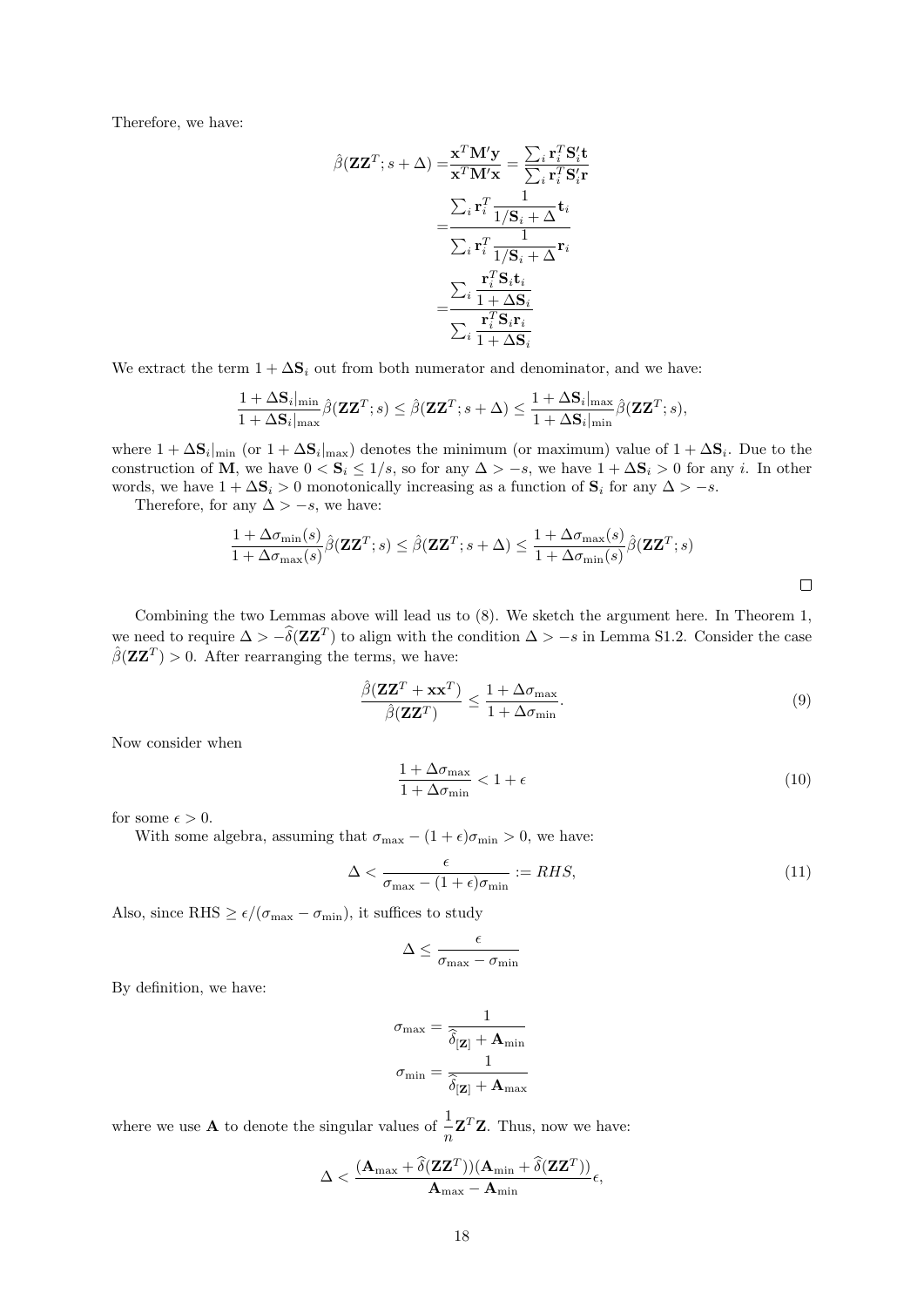Therefore, we have:

$$
\begin{aligned}
\hat{\beta}(\mathbf{Z}\mathbf{Z}^T; s+\Delta) =& \frac{\mathbf{x}^T\mathbf{M}'\mathbf{y}}{\mathbf{x}^T\mathbf{M}'\mathbf{x}} = \frac{\sum_i \mathbf{r}_i^T \mathbf{S}_i' \mathbf{t}}{\sum_i \mathbf{r}_i^T \mathbf{S}_i' \mathbf{r}} \\
=& \frac{\sum_i \mathbf{r}_i^T \dfrac{1}{1/\mathbf{S}_i + \Delta}\mathbf{t}_i}{\sum_i \mathbf{r}_i^T \dfrac{1}{1/\mathbf{S}_i + \Delta}\mathbf{r}_i} \\
=& \frac{\sum_i \dfrac{\mathbf{r}_i^T \mathbf{S}_i \mathbf{t}_i}{1+\Delta \mathbf{S}_i}}{\sum_i \dfrac{\mathbf{r}_i^T \mathbf{S}_i \mathbf{r}_i}{1+\Delta \mathbf{S}_i}}
\end{aligned}
$$

We extract the term $1 + \Delta\mathbf{S}_i$ out from both numerator and denominator, and we have:

$$
\frac{1+\Delta\mathbf{S}_i|_{\min}}{1+\Delta\mathbf{S}_i|_{\max}} \hat{\beta}(\mathbf{Z}\mathbf{Z}^T; s) \leq \hat{\beta}(\mathbf{Z}\mathbf{Z}^T; s+\Delta) \leq \frac{1+\Delta\mathbf{S}_i|_{\max}}{1+\Delta\mathbf{S}_i|_{\min}} \hat{\beta}(\mathbf{Z}\mathbf{Z}^T; s),
$$

where $1 + \Delta\mathbf{S}_i|_{\min}$ (or $1 + \Delta\mathbf{S}_i|_{\max}$) denotes the minimum (or maximum) value of $1 + \Delta\mathbf{S}_i$. Due to the construction of $\mathbf{M}$, we have $0 < \mathbf{S}_i \leq 1/s$, so for any $\Delta > -s$, we have $1 + \Delta\mathbf{S}_i > 0$ for any $i$. In other words, we have $1 + \Delta\mathbf{S}_i > 0$ monotonically increasing as a function of $\mathbf{S}_i$ for any $\Delta > -s$.

Therefore, for any $\Delta > -s$, we have:

$$
\frac{1+\Delta\sigma_{\min}(s)}{1+\Delta\sigma_{\max}(s)} \hat{\beta}(\mathbf{Z}\mathbf{Z}^T; s) \leq \hat{\beta}(\mathbf{Z}\mathbf{Z}^T; s+\Delta) \leq \frac{1+\Delta\sigma_{\max}(s)}{1+\Delta\sigma_{\min}(s)} \hat{\beta}(\mathbf{Z}\mathbf{Z}^T; s)
$$

□

Combining the two Lemmas above will lead us to (8). We sketch the argument here. In Theorem 1, we need to require $\Delta > -\widehat{\delta}(\mathbf{Z}\mathbf{Z}^T)$ to align with the condition $\Delta > -s$ in Lemma S1.2. Consider the case $\hat{\beta}(\mathbf{Z}\mathbf{Z}^T) > 0$. After rearranging the terms, we have:

$$
\frac{\hat{\beta}(\mathbf{Z}\mathbf{Z}^T + \mathbf{x}\mathbf{x}^T)}{\hat{\beta}(\mathbf{Z}\mathbf{Z}^T)} \leq \frac{1+\Delta\sigma_{\max}}{1+\Delta\sigma_{\min}}. \tag{9}
$$

Now consider when

$$
\frac{1+\Delta\sigma_{\max}}{1+\Delta\sigma_{\min}} < 1 + \epsilon \tag{10}
$$

for some $\epsilon > 0$.

With some algebra, assuming that $\sigma_{\max} - (1+\epsilon)\sigma_{\min} > 0$, we have:

$$
\Delta < \frac{\epsilon}{\sigma_{\max} - (1+\epsilon)\sigma_{\min}} := RHS, \tag{11}
$$

Also, since RHS $\geq \epsilon/(\sigma_{\max} - \sigma_{\min})$, it suffices to study

$$
\Delta \leq \frac{\epsilon}{\sigma_{\max} - \sigma_{\min}}
$$

By definition, we have:

$$
\sigma_{\max} = \frac{1}{\widehat{\delta}_{[\mathbf{Z}]} + \mathbf{A}_{\min}}
$$

$$
\sigma_{\min} = \frac{1}{\widehat{\delta}_{[\mathbf{Z}]} + \mathbf{A}_{\max}}
$$

where we use $\mathbf{A}$ to denote the singular values of $\dfrac{1}{n}\mathbf{Z}^T\mathbf{Z}$. Thus, now we have:

$$
\Delta < \frac{(\mathbf{A}_{\max} + \widehat{\delta}(\mathbf{Z}\mathbf{Z}^T))(\mathbf{A}_{\min} + \widehat{\delta}(\mathbf{Z}\mathbf{Z}^T))}{\mathbf{A}_{\max} - \mathbf{A}_{\min}}\epsilon,
$$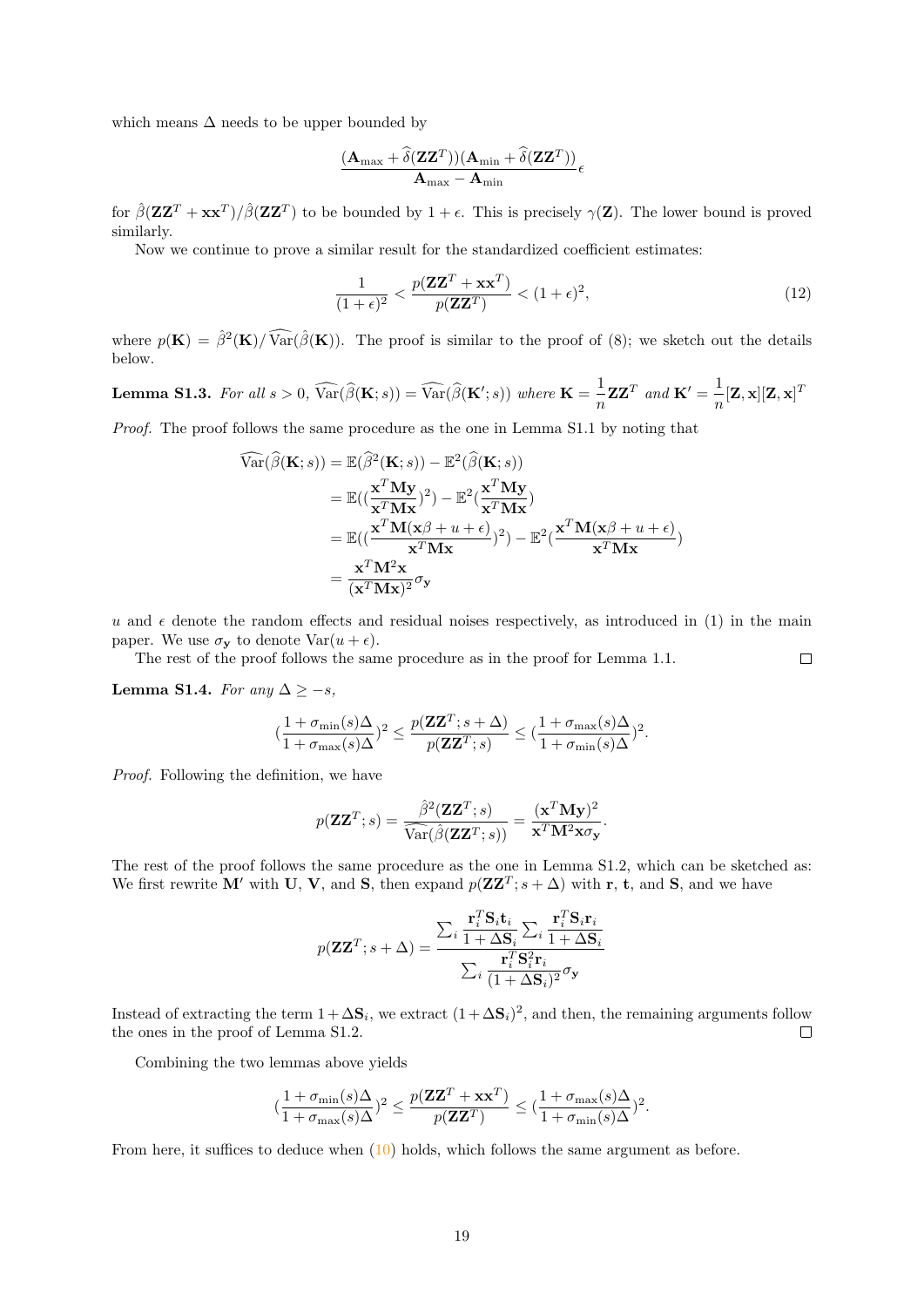which means $\Delta$ needs to be upper bounded by

$$\frac{(\mathbf{A}_{\max} + \widehat{\delta}(\mathbf{Z}\mathbf{Z}^T))(\mathbf{A}_{\min} + \widehat{\delta}(\mathbf{Z}\mathbf{Z}^T))}{\mathbf{A}_{\max} - \mathbf{A}_{\min}}\epsilon$$

for $\hat{\beta}(\mathbf{Z}\mathbf{Z}^T + \mathbf{x}\mathbf{x}^T)/\hat{\beta}(\mathbf{Z}\mathbf{Z}^T)$ to be bounded by $1+\epsilon$. This is precisely $\gamma(\mathbf{Z})$. The lower bound is proved similarly.

Now we continue to prove a similar result for the standardized coefficient estimates:

$$\frac{1}{(1+\epsilon)^2} < \frac{p(\mathbf{Z}\mathbf{Z}^T + \mathbf{x}\mathbf{x}^T)}{p(\mathbf{Z}\mathbf{Z}^T)} < (1+\epsilon)^2, \tag{12}$$

where $p(\mathbf{K}) = \hat{\beta}^2(\mathbf{K})/\widehat{\mathrm{Var}}(\hat{\beta}(\mathbf{K}))$. The proof is similar to the proof of (8); we sketch out the details below.

**Lemma S1.3.** *For all $s > 0$, $\widehat{\mathrm{Var}}(\widehat{\beta}(\mathbf{K}; s)) = \widehat{\mathrm{Var}}(\widehat{\beta}(\mathbf{K}'; s))$ where $\mathbf{K} = \dfrac{1}{n}\mathbf{Z}\mathbf{Z}^T$ and $\mathbf{K}' = \dfrac{1}{n}[\mathbf{Z}, \mathbf{x}][\mathbf{Z}, \mathbf{x}]^T$*

*Proof.* The proof follows the same procedure as the one in Lemma S1.1 by noting that

$$\begin{aligned}
\widehat{\mathrm{Var}}(\widehat{\beta}(\mathbf{K}; s)) &= \mathbb{E}(\widehat{\beta}^2(\mathbf{K}; s)) - \mathbb{E}^2(\widehat{\beta}(\mathbf{K}; s)) \\
&= \mathbb{E}((\frac{\mathbf{x}^T\mathbf{M}\mathbf{y}}{\mathbf{x}^T\mathbf{M}\mathbf{x}})^2) - \mathbb{E}^2(\frac{\mathbf{x}^T\mathbf{M}\mathbf{y}}{\mathbf{x}^T\mathbf{M}\mathbf{x}}) \\
&= \mathbb{E}((\frac{\mathbf{x}^T\mathbf{M}(\mathbf{x}\beta + u + \epsilon)}{\mathbf{x}^T\mathbf{M}\mathbf{x}})^2) - \mathbb{E}^2(\frac{\mathbf{x}^T\mathbf{M}(\mathbf{x}\beta + u + \epsilon)}{\mathbf{x}^T\mathbf{M}\mathbf{x}}) \\
&= \frac{\mathbf{x}^T\mathbf{M}^2\mathbf{x}}{(\mathbf{x}^T\mathbf{M}\mathbf{x})^2}\sigma_{\mathbf{y}}
\end{aligned}$$

$u$ and $\epsilon$ denote the random effects and residual noises respectively, as introduced in (1) in the main paper. We use $\sigma_{\mathbf{y}}$ to denote $\mathrm{Var}(u + \epsilon)$.

The rest of the proof follows the same procedure as in the proof for Lemma 1.1. $\square$

**Lemma S1.4.** *For any $\Delta \geq -s$,*

$$(\frac{1 + \sigma_{\min}(s)\Delta}{1 + \sigma_{\max}(s)\Delta})^2 \leq \frac{p(\mathbf{Z}\mathbf{Z}^T; s + \Delta)}{p(\mathbf{Z}\mathbf{Z}^T; s)} \leq (\frac{1 + \sigma_{\max}(s)\Delta}{1 + \sigma_{\min}(s)\Delta})^2.$$

*Proof.* Following the definition, we have

$$p(\mathbf{Z}\mathbf{Z}^T; s) = \frac{\hat{\beta}^2(\mathbf{Z}\mathbf{Z}^T; s)}{\widehat{\mathrm{Var}}(\hat{\beta}(\mathbf{Z}\mathbf{Z}^T; s))} = \frac{(\mathbf{x}^T\mathbf{M}\mathbf{y})^2}{\mathbf{x}^T\mathbf{M}^2\mathbf{x}\sigma_{\mathbf{y}}}.$$

The rest of the proof follows the same procedure as the one in Lemma S1.2, which can be sketched as: We first rewrite $\mathbf{M}'$ with $\mathbf{U}$, $\mathbf{V}$, and $\mathbf{S}$, then expand $p(\mathbf{Z}\mathbf{Z}^T; s + \Delta)$ with $\mathbf{r}$, $\mathbf{t}$, and $\mathbf{S}$, and we have

$$p(\mathbf{Z}\mathbf{Z}^T; s + \Delta) = \frac{\sum_i \dfrac{\mathbf{r}_i^T\mathbf{S}_i\mathbf{t}_i}{1 + \Delta\mathbf{S}_i} \sum_i \dfrac{\mathbf{r}_i^T\mathbf{S}_i\mathbf{r}_i}{1 + \Delta\mathbf{S}_i}}{\sum_i \dfrac{\mathbf{r}_i^T\mathbf{S}_i^2\mathbf{r}_i}{(1 + \Delta\mathbf{S}_i)^2}\sigma_{\mathbf{y}}}$$

Instead of extracting the term $1 + \Delta\mathbf{S}_i$, we extract $(1 + \Delta\mathbf{S}_i)^2$, and then, the remaining arguments follow the ones in the proof of Lemma S1.2. $\square$

Combining the two lemmas above yields

$$(\frac{1 + \sigma_{\min}(s)\Delta}{1 + \sigma_{\max}(s)\Delta})^2 \leq \frac{p(\mathbf{Z}\mathbf{Z}^T + \mathbf{x}\mathbf{x}^T)}{p(\mathbf{Z}\mathbf{Z}^T)} \leq (\frac{1 + \sigma_{\max}(s)\Delta}{1 + \sigma_{\min}(s)\Delta})^2.$$

From here, it suffices to deduce when (10) holds, which follows the same argument as before.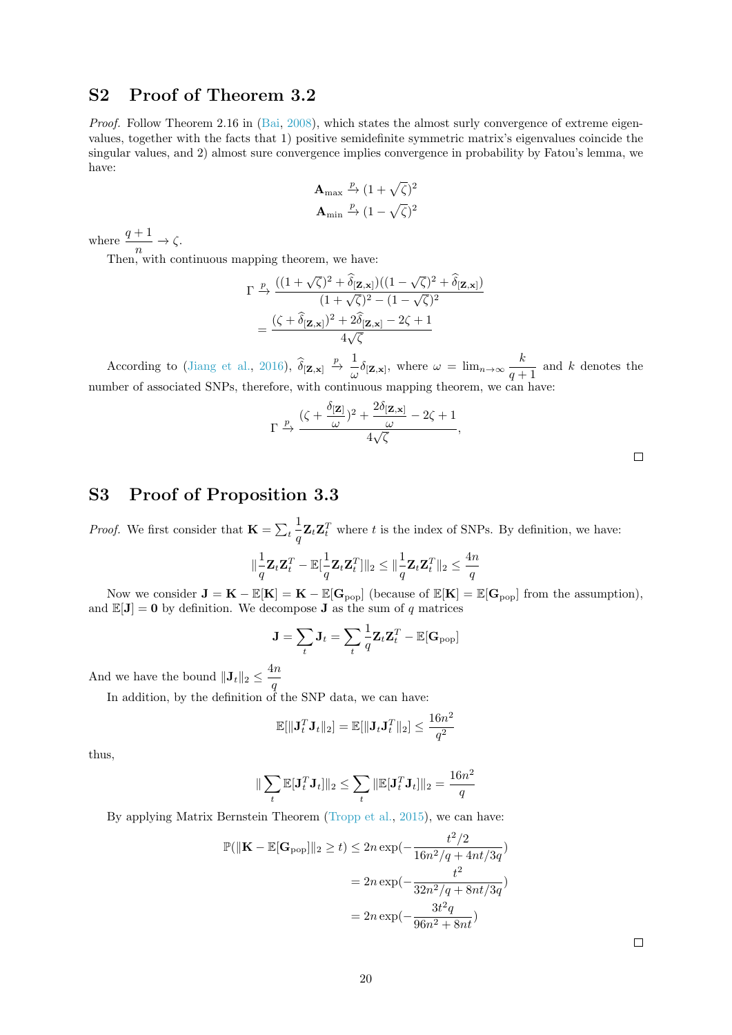## S2 Proof of Theorem 3.2

*Proof.* Follow Theorem 2.16 in (Bai, 2008), which states the almost surly convergence of extreme eigenvalues, together with the facts that 1) positive semidefinite symmetric matrix's eigenvalues coincide the singular values, and 2) almost sure convergence implies convergence in probability by Fatou's lemma, we have:

$$\mathbf{A}_{\max} \xrightarrow{p} (1+\sqrt{\zeta})^2$$
$$\mathbf{A}_{\min} \xrightarrow{p} (1-\sqrt{\zeta})^2$$

where $\dfrac{q+1}{n} \to \zeta$.

Then, with continuous mapping theorem, we have:

$$\Gamma \xrightarrow{p} \frac{((1+\sqrt{\zeta})^2 + \widehat{\delta}_{[\mathbf{Z},\mathbf{x}]})((1-\sqrt{\zeta})^2 + \widehat{\delta}_{[\mathbf{Z},\mathbf{x}]})}{(1+\sqrt{\zeta})^2 - (1-\sqrt{\zeta})^2}$$
$$= \frac{(\zeta + \widehat{\delta}_{[\mathbf{Z},\mathbf{x}]})^2 + 2\widehat{\delta}_{[\mathbf{Z},\mathbf{x}]} - 2\zeta + 1}{4\sqrt{\zeta}}$$

According to (Jiang et al., 2016), $\widehat{\delta}_{[\mathbf{Z},\mathbf{x}]} \xrightarrow{p} \dfrac{1}{\omega}\delta_{[\mathbf{Z},\mathbf{x}]}$, where $\omega = \lim_{n\to\infty} \dfrac{k}{q+1}$ and $k$ denotes the number of associated SNPs, therefore, with continuous mapping theorem, we can have:

$$\Gamma \xrightarrow{p} \frac{(\zeta + \frac{\delta_{[\mathbf{Z}]}}{\omega})^2 + \frac{2\delta_{[\mathbf{Z},\mathbf{x}]}}{\omega} - 2\zeta + 1}{4\sqrt{\zeta}},$$

□

## S3 Proof of Proposition 3.3

*Proof.* We first consider that $\mathbf{K} = \sum_t \frac{1}{q}\mathbf{Z}_t\mathbf{Z}_t^T$ where $t$ is the index of SNPs. By definition, we have:

$$\|\frac{1}{q}\mathbf{Z}_t\mathbf{Z}_t^T - \mathbb{E}[\frac{1}{q}\mathbf{Z}_t\mathbf{Z}_t^T]\|_2 \leq \|\frac{1}{q}\mathbf{Z}_t\mathbf{Z}_t^T\|_2 \leq \frac{4n}{q}$$

Now we consider $\mathbf{J} = \mathbf{K} - \mathbb{E}[\mathbf{K}] = \mathbf{K} - \mathbb{E}[\mathbf{G}_{\text{pop}}]$ (because of $\mathbb{E}[\mathbf{K}] = \mathbb{E}[\mathbf{G}_{\text{pop}}]$ from the assumption), and $\mathbb{E}[\mathbf{J}] = \mathbf{0}$ by definition. We decompose $\mathbf{J}$ as the sum of $q$ matrices

$$\mathbf{J} = \sum_t \mathbf{J}_t = \sum_t \frac{1}{q}\mathbf{Z}_t\mathbf{Z}_t^T - \mathbb{E}[\mathbf{G}_{\text{pop}}]$$

And we have the bound $\|\mathbf{J}_t\|_2 \leq \dfrac{4n}{q}$

In addition, by the definition of the SNP data, we can have:

$$\mathbb{E}[\|\mathbf{J}_t^T\mathbf{J}_t\|_2] = \mathbb{E}[\|\mathbf{J}_t\mathbf{J}_t^T\|_2] \leq \frac{16n^2}{q^2}$$

thus,

$$\|\sum_t \mathbb{E}[\mathbf{J}_t^T\mathbf{J}_t]\|_2 \leq \sum_t \|\mathbb{E}[\mathbf{J}_t^T\mathbf{J}_t]\|_2 = \frac{16n^2}{q}$$

By applying Matrix Bernstein Theorem (Tropp et al., 2015), we can have:

$$\mathbb{P}(\|\mathbf{K} - \mathbb{E}[\mathbf{G}_{\text{pop}}]\|_2 \geq t) \leq 2n\exp(-\frac{t^2/2}{16n^2/q + 4nt/3q})$$
$$= 2n\exp(-\frac{t^2}{32n^2/q + 8nt/3q})$$
$$= 2n\exp(-\frac{3t^2q}{96n^2 + 8nt})$$

□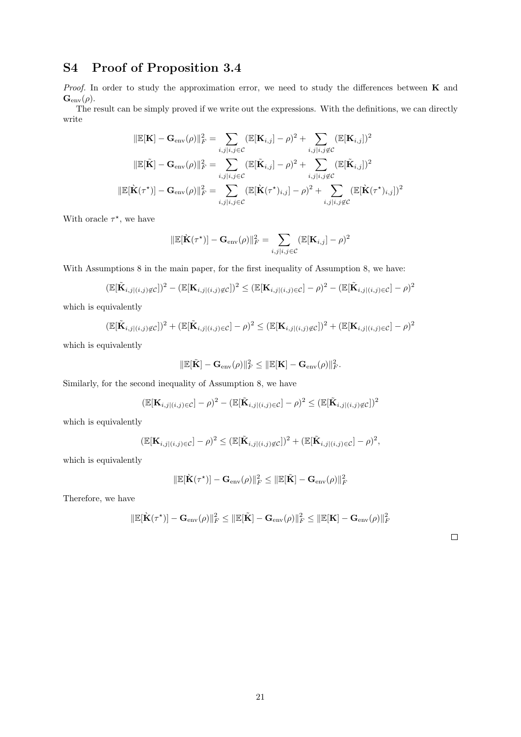## S4 Proof of Proposition 3.4

*Proof.* In order to study the approximation error, we need to study the differences between $\mathbf{K}$ and $\mathbf{G}_{\text{env}}(\rho)$.

The result can be simply proved if we write out the expressions. With the definitions, we can directly write

$$
\begin{aligned}
\|\mathbb{E}[\mathbf{K}] - \mathbf{G}_{\text{env}}(\rho)\|_F^2 &= \sum_{i,j|i,j\in\mathcal{C}} (\mathbb{E}[\mathbf{K}_{i,j}] - \rho)^2 + \sum_{i,j|i,j\notin\mathcal{C}} (\mathbb{E}[\mathbf{K}_{i,j}])^2 \\
\|\mathbb{E}[\tilde{\mathbf{K}}] - \mathbf{G}_{\text{env}}(\rho)\|_F^2 &= \sum_{i,j|i,j\in\mathcal{C}} (\mathbb{E}[\tilde{\mathbf{K}}_{i,j}] - \rho)^2 + \sum_{i,j|i,j\notin\mathcal{C}} (\mathbb{E}[\tilde{\mathbf{K}}_{i,j}])^2 \\
\|\mathbb{E}[\grave{\mathbf{K}}(\tau^\star)] - \mathbf{G}_{\text{env}}(\rho)\|_F^2 &= \sum_{i,j|i,j\in\mathcal{C}} (\mathbb{E}[\grave{\mathbf{K}}(\tau^\star)_{i,j}] - \rho)^2 + \sum_{i,j|i,j\notin\mathcal{C}} (\mathbb{E}[\grave{\mathbf{K}}(\tau^\star)_{i,j}])^2
\end{aligned}
$$

With oracle $\tau^\star$, we have

$$
\|\mathbb{E}[\grave{\mathbf{K}}(\tau^\star)] - \mathbf{G}_{\text{env}}(\rho)\|_F^2 = \sum_{i,j|i,j\in\mathcal{C}} (\mathbb{E}[\mathbf{K}_{i,j}] - \rho)^2
$$

With Assumptions 8 in the main paper, for the first inequality of Assumption 8, we have:

$$
(\mathbb{E}[\tilde{\mathbf{K}}_{i,j|(i,j)\notin\mathcal{C}}])^2 - (\mathbb{E}[\mathbf{K}_{i,j|(i,j)\notin\mathcal{C}}])^2 \leq (\mathbb{E}[\mathbf{K}_{i,j|(i,j)\in\mathcal{C}}] - \rho)^2 - (\mathbb{E}[\tilde{\mathbf{K}}_{i,j|(i,j)\in\mathcal{C}}] - \rho)^2
$$

which is equivalently

$$
(\mathbb{E}[\tilde{\mathbf{K}}_{i,j|(i,j)\notin\mathcal{C}}])^2 + (\mathbb{E}[\tilde{\mathbf{K}}_{i,j|(i,j)\in\mathcal{C}}] - \rho)^2 \leq (\mathbb{E}[\mathbf{K}_{i,j|(i,j)\notin\mathcal{C}}])^2 + (\mathbb{E}[\mathbf{K}_{i,j|(i,j)\in\mathcal{C}}] - \rho)^2
$$

which is equivalently

$$
\|\mathbb{E}[\tilde{\mathbf{K}}] - \mathbf{G}_{\text{env}}(\rho)\|_F^2 \leq \|\mathbb{E}[\mathbf{K}] - \mathbf{G}_{\text{env}}(\rho)\|_F^2.
$$

Similarly, for the second inequality of Assumption 8, we have

$$
(\mathbb{E}[\mathbf{K}_{i,j|(i,j)\in\mathcal{C}}] - \rho)^2 - (\mathbb{E}[\tilde{\mathbf{K}}_{i,j|(i,j)\in\mathcal{C}}] - \rho)^2 \leq (\mathbb{E}[\tilde{\mathbf{K}}_{i,j|(i,j)\notin\mathcal{C}}])^2
$$

which is equivalently

$$
(\mathbb{E}[\mathbf{K}_{i,j|(i,j)\in\mathcal{C}}] - \rho)^2 \leq (\mathbb{E}[\tilde{\mathbf{K}}_{i,j|(i,j)\notin\mathcal{C}}])^2 + (\mathbb{E}[\tilde{\mathbf{K}}_{i,j|(i,j)\in\mathcal{C}}] - \rho)^2,
$$

which is equivalently

$$
\|\mathbb{E}[\grave{\mathbf{K}}(\tau^\star)] - \mathbf{G}_{\text{env}}(\rho)\|_F^2 \leq \|\mathbb{E}[\tilde{\mathbf{K}}] - \mathbf{G}_{\text{env}}(\rho)\|_F^2
$$

Therefore, we have

$$
\|\mathbb{E}[\grave{\mathbf{K}}(\tau^\star)] - \mathbf{G}_{\text{env}}(\rho)\|_F^2 \leq \|\mathbb{E}[\tilde{\mathbf{K}}] - \mathbf{G}_{\text{env}}(\rho)\|_F^2 \leq \|\mathbb{E}[\mathbf{K}] - \mathbf{G}_{\text{env}}(\rho)\|_F^2
$$

□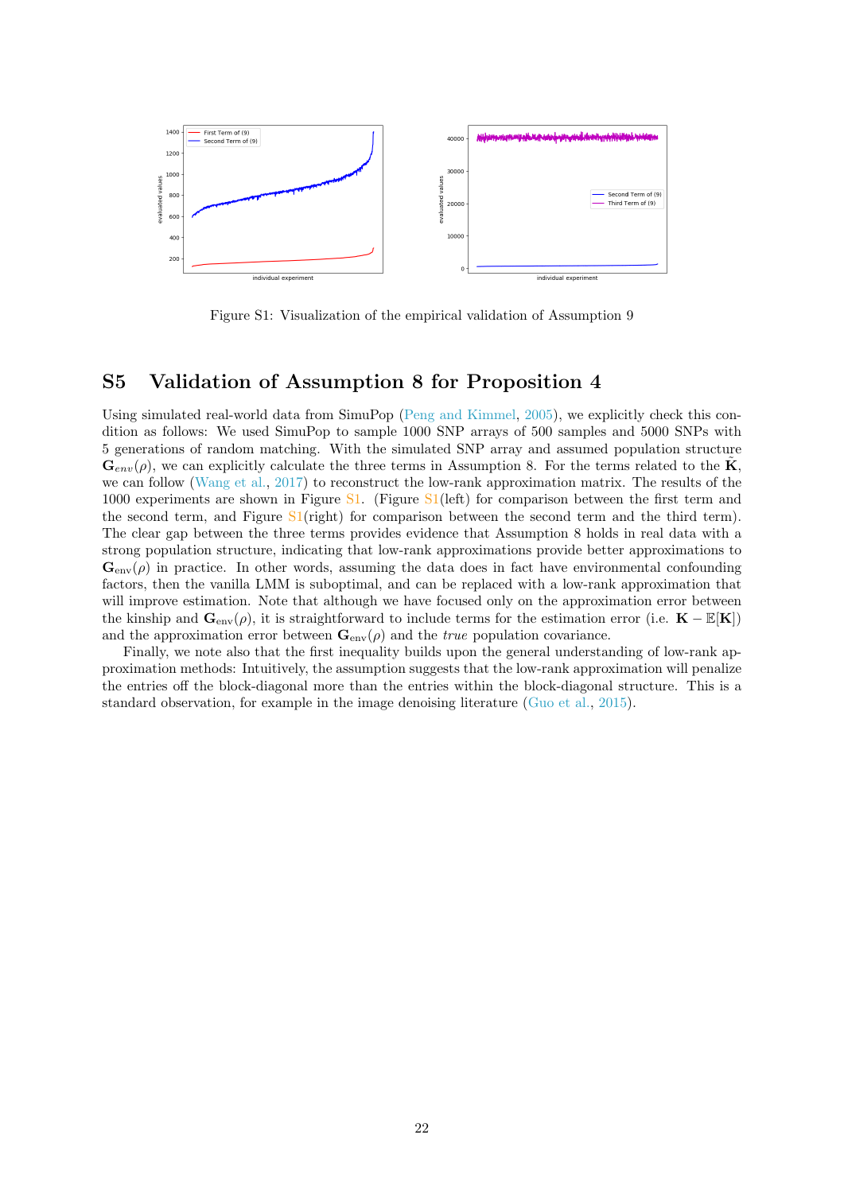First Term of (9)
Second Term of (9)
evaluated values
1400
1200
1000
800
600
400
200
individual experiment

40000
30000
20000
10000
0
evaluated values
Second Term of (9)
Third Term of (9)
individual experiment

Figure S1: Visualization of the empirical validation of Assumption 9

## S5 Validation of Assumption 8 for Proposition 4

Using simulated real-world data from SimuPop (Peng and Kimmel, 2005), we explicitly check this condition as follows: We used SimuPop to sample 1000 SNP arrays of 500 samples and 5000 SNPs with 5 generations of random matching. With the simulated SNP array and assumed population structure $\mathbf{G}_{env}(\rho)$, we can explicitly calculate the three terms in Assumption 8. For the terms related to the $\hat{\mathbf{K}}$, we can follow (Wang et al., 2017) to reconstruct the low-rank approximation matrix. The results of the 1000 experiments are shown in Figure S1. (Figure S1(left) for comparison between the first term and the second term, and Figure S1(right) for comparison between the second term and the third term). The clear gap between the three terms provides evidence that Assumption 8 holds in real data with a strong population structure, indicating that low-rank approximations provide better approximations to $\mathbf{G}_{\text{env}}(\rho)$ in practice. In other words, assuming the data does in fact have environmental confounding factors, then the vanilla LMM is suboptimal, and can be replaced with a low-rank approximation that will improve estimation. Note that although we have focused only on the approximation error between the kinship and $\mathbf{G}_{\text{env}}(\rho)$, it is straightforward to include terms for the estimation error (i.e. $\mathbf{K} - \mathbb{E}[\mathbf{K}]$) and the approximation error between $\mathbf{G}_{\text{env}}(\rho)$ and the *true* population covariance.

Finally, we note also that the first inequality builds upon the general understanding of low-rank approximation methods: Intuitively, the assumption suggests that the low-rank approximation will penalize the entries off the block-diagonal more than the entries within the block-diagonal structure. This is a standard observation, for example in the image denoising literature (Guo et al., 2015).